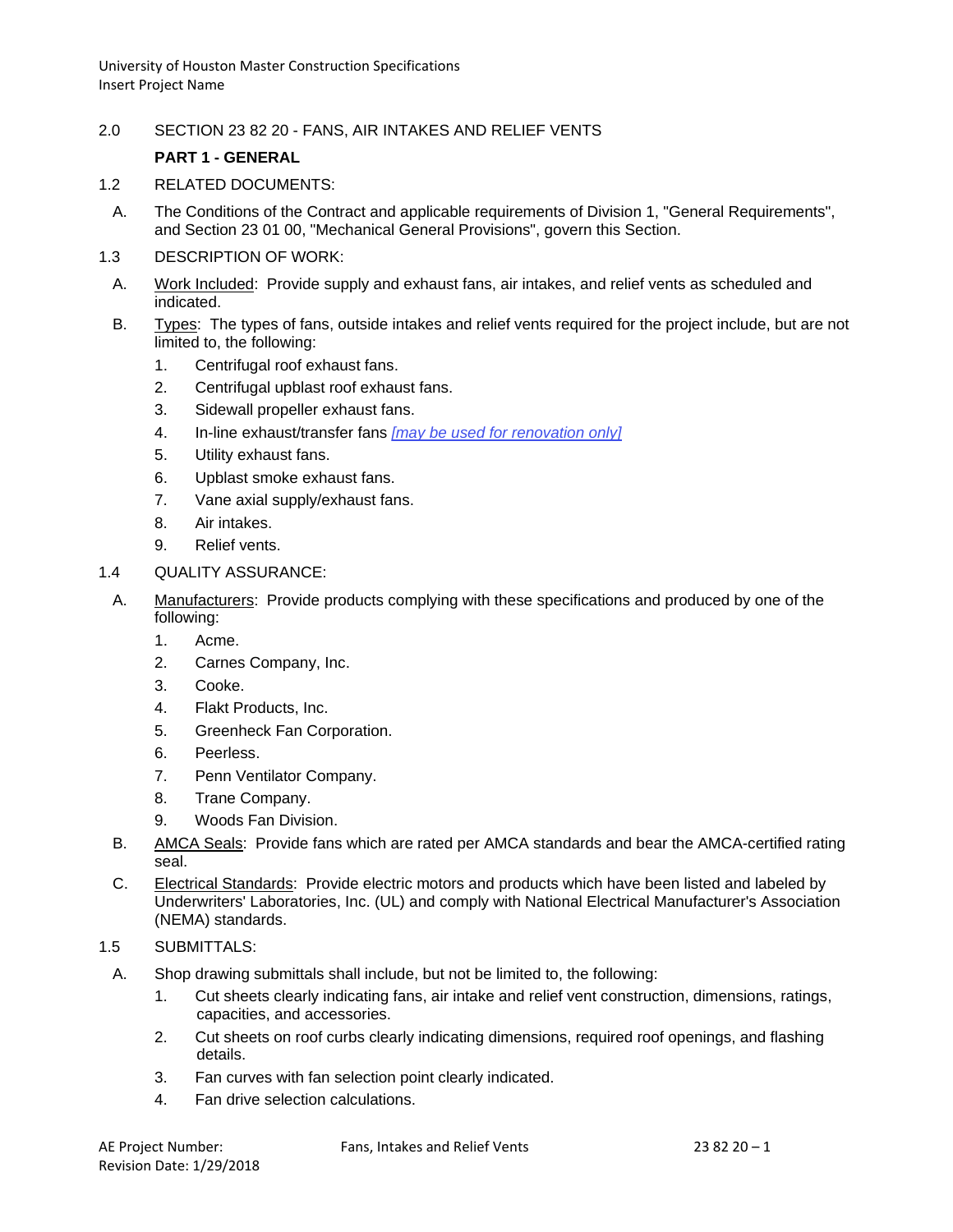## 2.0 SECTION 23 82 20 - FANS, AIR INTAKES AND RELIEF VENTS

### PART 1 - GENERAL

1.2 RELATED DOCUMENTS:

A. The Conditions of the Contract and applicable requirements of Division 1, "General Requirements", and Section 23 01 00, "Mechanical General Provisions", govern this Section.

1.3 DESCRIPTION OF WORK:

A. Work Included: Provide supply and exhaust fans, air intakes, and relief vents as scheduled and indicated.

B. Types: The types of fans, outside intakes and relief vents required for the project include, but are not limited to, the following:

1. Centrifugal roof exhaust fans.
2. Centrifugal upblast roof exhaust fans.
3. Sidewall propeller exhaust fans.
4. In-line exhaust/transfer fans *[may be used for renovation only]*
5. Utility exhaust fans.
6. Upblast smoke exhaust fans.
7. Vane axial supply/exhaust fans.
8. Air intakes.
9. Relief vents.

1.4 QUALITY ASSURANCE:

A. Manufacturers: Provide products complying with these specifications and produced by one of the following:

1. Acme.
2. Carnes Company, Inc.
3. Cooke.
4. Flakt Products, Inc.
5. Greenheck Fan Corporation.
6. Peerless.
7. Penn Ventilator Company.
8. Trane Company.
9. Woods Fan Division.

B. AMCA Seals: Provide fans which are rated per AMCA standards and bear the AMCA-certified rating seal.

C. Electrical Standards: Provide electric motors and products which have been listed and labeled by Underwriters' Laboratories, Inc. (UL) and comply with National Electrical Manufacturer's Association (NEMA) standards.

1.5 SUBMITTALS:

A. Shop drawing submittals shall include, but not be limited to, the following:

1. Cut sheets clearly indicating fans, air intake and relief vent construction, dimensions, ratings, capacities, and accessories.
2. Cut sheets on roof curbs clearly indicating dimensions, required roof openings, and flashing details.
3. Fan curves with fan selection point clearly indicated.
4. Fan drive selection calculations.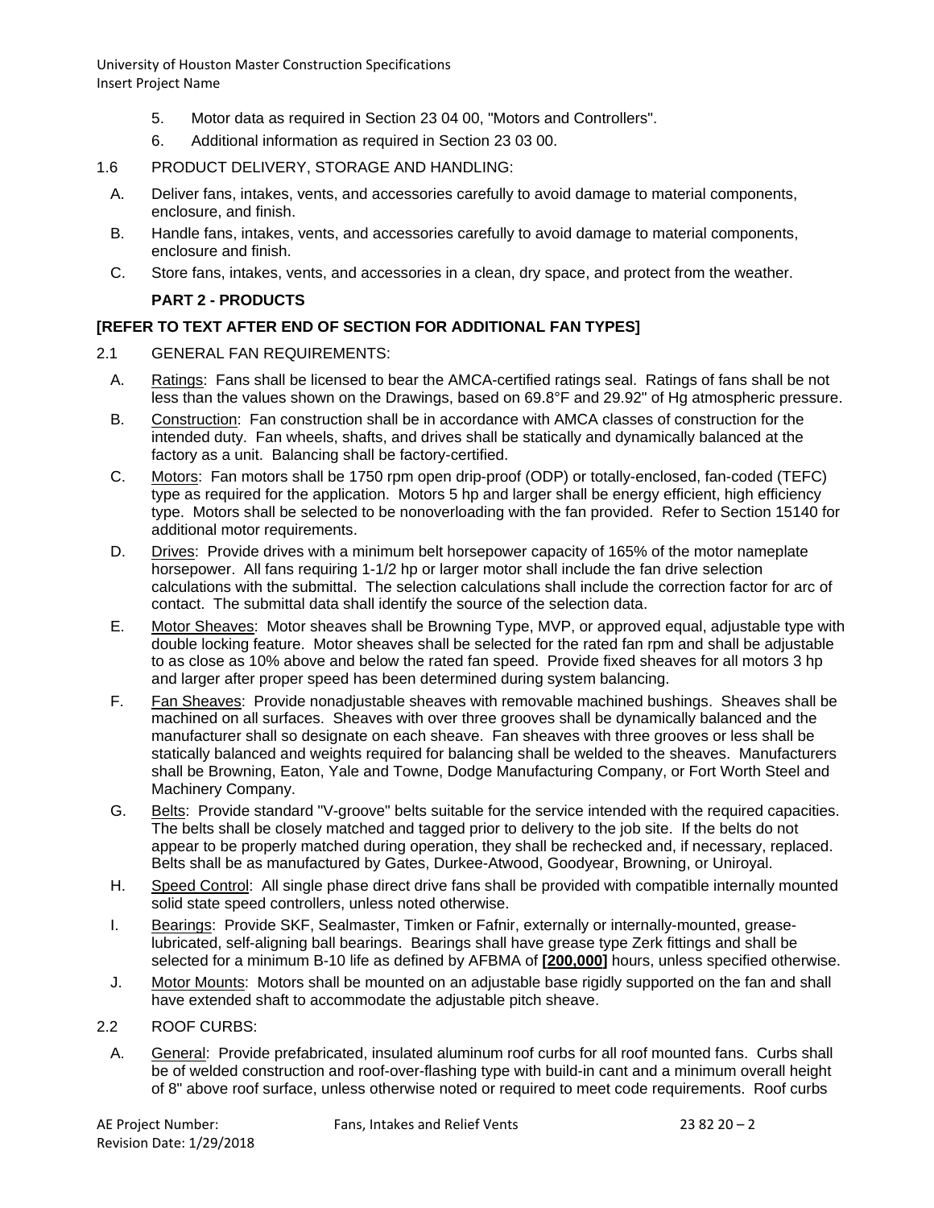5. Motor data as required in Section 23 04 00, "Motors and Controllers".
6. Additional information as required in Section 23 03 00.

1.6 PRODUCT DELIVERY, STORAGE AND HANDLING:

A. Deliver fans, intakes, vents, and accessories carefully to avoid damage to material components, enclosure, and finish.

B. Handle fans, intakes, vents, and accessories carefully to avoid damage to material components, enclosure and finish.

C. Store fans, intakes, vents, and accessories in a clean, dry space, and protect from the weather.

## PART 2 - PRODUCTS

**[REFER TO TEXT AFTER END OF SECTION FOR ADDITIONAL FAN TYPES]**

2.1 GENERAL FAN REQUIREMENTS:

A. Ratings: Fans shall be licensed to bear the AMCA-certified ratings seal. Ratings of fans shall be not less than the values shown on the Drawings, based on 69.8°F and 29.92" of Hg atmospheric pressure.

B. Construction: Fan construction shall be in accordance with AMCA classes of construction for the intended duty. Fan wheels, shafts, and drives shall be statically and dynamically balanced at the factory as a unit. Balancing shall be factory-certified.

C. Motors: Fan motors shall be 1750 rpm open drip-proof (ODP) or totally-enclosed, fan-coded (TEFC) type as required for the application. Motors 5 hp and larger shall be energy efficient, high efficiency type. Motors shall be selected to be nonoverloading with the fan provided. Refer to Section 15140 for additional motor requirements.

D. Drives: Provide drives with a minimum belt horsepower capacity of 165% of the motor nameplate horsepower. All fans requiring 1-1/2 hp or larger motor shall include the fan drive selection calculations with the submittal. The selection calculations shall include the correction factor for arc of contact. The submittal data shall identify the source of the selection data.

E. Motor Sheaves: Motor sheaves shall be Browning Type, MVP, or approved equal, adjustable type with double locking feature. Motor sheaves shall be selected for the rated fan rpm and shall be adjustable to as close as 10% above and below the rated fan speed. Provide fixed sheaves for all motors 3 hp and larger after proper speed has been determined during system balancing.

F. Fan Sheaves: Provide nonadjustable sheaves with removable machined bushings. Sheaves shall be machined on all surfaces. Sheaves with over three grooves shall be dynamically balanced and the manufacturer shall so designate on each sheave. Fan sheaves with three grooves or less shall be statically balanced and weights required for balancing shall be welded to the sheaves. Manufacturers shall be Browning, Eaton, Yale and Towne, Dodge Manufacturing Company, or Fort Worth Steel and Machinery Company.

G. Belts: Provide standard "V-groove" belts suitable for the service intended with the required capacities. The belts shall be closely matched and tagged prior to delivery to the job site. If the belts do not appear to be properly matched during operation, they shall be rechecked and, if necessary, replaced. Belts shall be as manufactured by Gates, Durkee-Atwood, Goodyear, Browning, or Uniroyal.

H. Speed Control: All single phase direct drive fans shall be provided with compatible internally mounted solid state speed controllers, unless noted otherwise.

I. Bearings: Provide SKF, Sealmaster, Timken or Fafnir, externally or internally-mounted, grease-lubricated, self-aligning ball bearings. Bearings shall have grease type Zerk fittings and shall be selected for a minimum B-10 life as defined by AFBMA of **[200,000]** hours, unless specified otherwise.

J. Motor Mounts: Motors shall be mounted on an adjustable base rigidly supported on the fan and shall have extended shaft to accommodate the adjustable pitch sheave.

2.2 ROOF CURBS:

A. General: Provide prefabricated, insulated aluminum roof curbs for all roof mounted fans. Curbs shall be of welded construction and roof-over-flashing type with build-in cant and a minimum overall height of 8" above roof surface, unless otherwise noted or required to meet code requirements. Roof curbs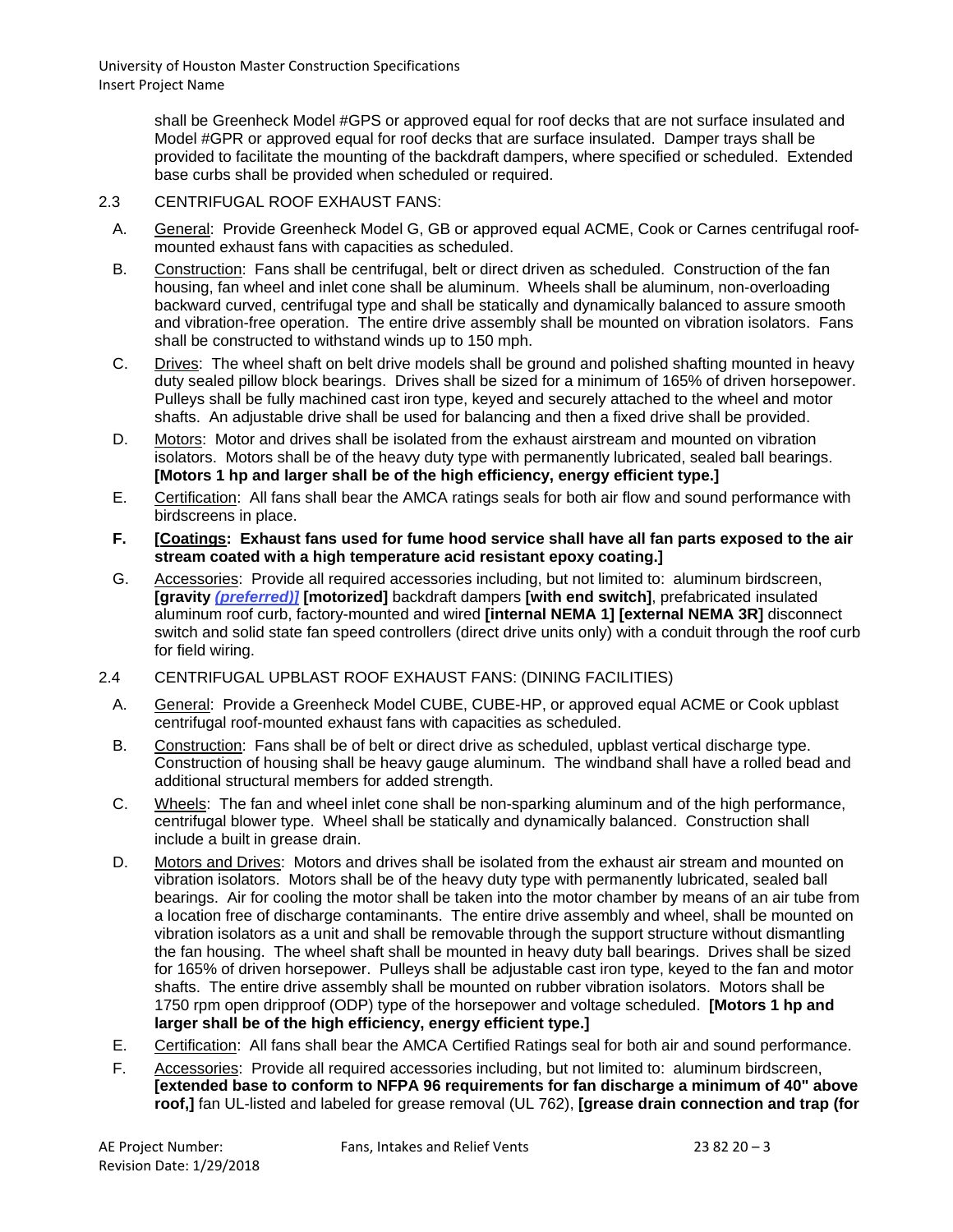shall be Greenheck Model #GPS or approved equal for roof decks that are not surface insulated and Model #GPR or approved equal for roof decks that are surface insulated. Damper trays shall be provided to facilitate the mounting of the backdraft dampers, where specified or scheduled. Extended base curbs shall be provided when scheduled or required.

## 2.3 CENTRIFUGAL ROOF EXHAUST FANS:

A. General: Provide Greenheck Model G, GB or approved equal ACME, Cook or Carnes centrifugal roof-mounted exhaust fans with capacities as scheduled.

B. Construction: Fans shall be centrifugal, belt or direct driven as scheduled. Construction of the fan housing, fan wheel and inlet cone shall be aluminum. Wheels shall be aluminum, non-overloading backward curved, centrifugal type and shall be statically and dynamically balanced to assure smooth and vibration-free operation. The entire drive assembly shall be mounted on vibration isolators. Fans shall be constructed to withstand winds up to 150 mph.

C. Drives: The wheel shaft on belt drive models shall be ground and polished shafting mounted in heavy duty sealed pillow block bearings. Drives shall be sized for a minimum of 165% of driven horsepower. Pulleys shall be fully machined cast iron type, keyed and securely attached to the wheel and motor shafts. An adjustable drive shall be used for balancing and then a fixed drive shall be provided.

D. Motors: Motor and drives shall be isolated from the exhaust airstream and mounted on vibration isolators. Motors shall be of the heavy duty type with permanently lubricated, sealed ball bearings. **[Motors 1 hp and larger shall be of the high efficiency, energy efficient type.]**

E. Certification: All fans shall bear the AMCA ratings seals for both air flow and sound performance with birdscreens in place.

**F. [Coatings: Exhaust fans used for fume hood service shall have all fan parts exposed to the air stream coated with a high temperature acid resistant epoxy coating.]**

G. Accessories: Provide all required accessories including, but not limited to: aluminum birdscreen, **[gravity *(preferred)*] [motorized]** backdraft dampers **[with end switch]**, prefabricated insulated aluminum roof curb, factory-mounted and wired **[internal NEMA 1] [external NEMA 3R]** disconnect switch and solid state fan speed controllers (direct drive units only) with a conduit through the roof curb for field wiring.

## 2.4 CENTRIFUGAL UPBLAST ROOF EXHAUST FANS: (DINING FACILITIES)

A. General: Provide a Greenheck Model CUBE, CUBE-HP, or approved equal ACME or Cook upblast centrifugal roof-mounted exhaust fans with capacities as scheduled.

B. Construction: Fans shall be of belt or direct drive as scheduled, upblast vertical discharge type. Construction of housing shall be heavy gauge aluminum. The windband shall have a rolled bead and additional structural members for added strength.

C. Wheels: The fan and wheel inlet cone shall be non-sparking aluminum and of the high performance, centrifugal blower type. Wheel shall be statically and dynamically balanced. Construction shall include a built in grease drain.

D. Motors and Drives: Motors and drives shall be isolated from the exhaust air stream and mounted on vibration isolators. Motors shall be of the heavy duty type with permanently lubricated, sealed ball bearings. Air for cooling the motor shall be taken into the motor chamber by means of an air tube from a location free of discharge contaminants. The entire drive assembly and wheel, shall be mounted on vibration isolators as a unit and shall be removable through the support structure without dismantling the fan housing. The wheel shaft shall be mounted in heavy duty ball bearings. Drives shall be sized for 165% of driven horsepower. Pulleys shall be adjustable cast iron type, keyed to the fan and motor shafts. The entire drive assembly shall be mounted on rubber vibration isolators. Motors shall be 1750 rpm open dripproof (ODP) type of the horsepower and voltage scheduled. **[Motors 1 hp and larger shall be of the high efficiency, energy efficient type.]**

E. Certification: All fans shall bear the AMCA Certified Ratings seal for both air and sound performance.

F. Accessories: Provide all required accessories including, but not limited to: aluminum birdscreen, **[extended base to conform to NFPA 96 requirements for fan discharge a minimum of 40" above roof,]** fan UL-listed and labeled for grease removal (UL 762), **[grease drain connection and trap (for**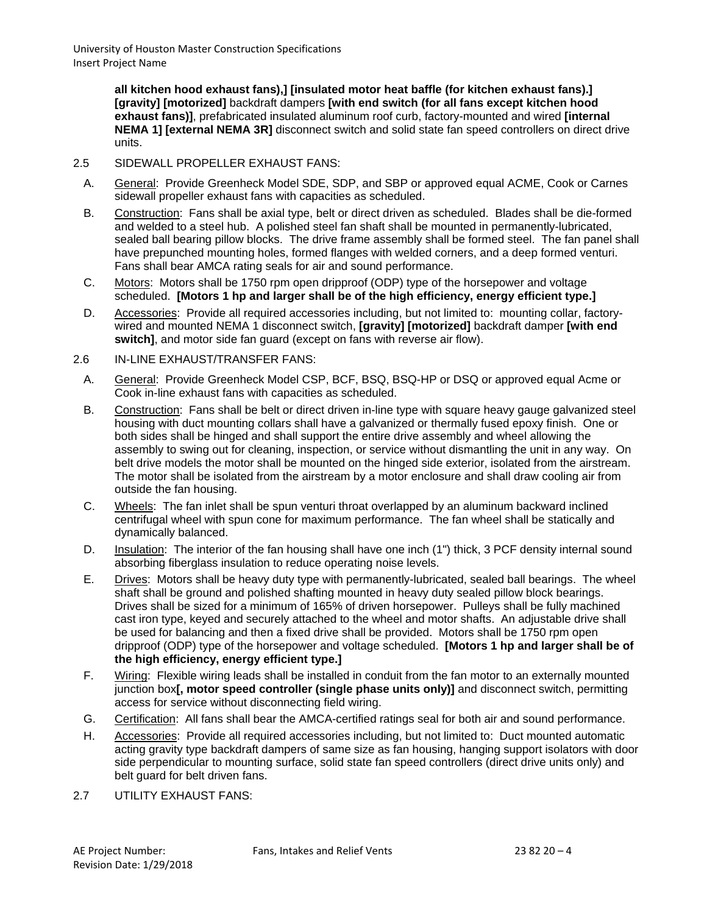**all kitchen hood exhaust fans),] [insulated motor heat baffle (for kitchen exhaust fans).] [gravity] [motorized]** backdraft dampers **[with end switch (for all fans except kitchen hood exhaust fans)]**, prefabricated insulated aluminum roof curb, factory-mounted and wired **[internal NEMA 1] [external NEMA 3R]** disconnect switch and solid state fan speed controllers on direct drive units.

2.5 SIDEWALL PROPELLER EXHAUST FANS:

A. General: Provide Greenheck Model SDE, SDP, and SBP or approved equal ACME, Cook or Carnes sidewall propeller exhaust fans with capacities as scheduled.

B. Construction: Fans shall be axial type, belt or direct driven as scheduled. Blades shall be die-formed and welded to a steel hub. A polished steel fan shaft shall be mounted in permanently-lubricated, sealed ball bearing pillow blocks. The drive frame assembly shall be formed steel. The fan panel shall have prepunched mounting holes, formed flanges with welded corners, and a deep formed venturi. Fans shall bear AMCA rating seals for air and sound performance.

C. Motors: Motors shall be 1750 rpm open dripproof (ODP) type of the horsepower and voltage scheduled. **[Motors 1 hp and larger shall be of the high efficiency, energy efficient type.]**

D. Accessories: Provide all required accessories including, but not limited to: mounting collar, factory-wired and mounted NEMA 1 disconnect switch, **[gravity] [motorized]** backdraft damper **[with end switch]**, and motor side fan guard (except on fans with reverse air flow).

2.6 IN-LINE EXHAUST/TRANSFER FANS:

A. General: Provide Greenheck Model CSP, BCF, BSQ, BSQ-HP or DSQ or approved equal Acme or Cook in-line exhaust fans with capacities as scheduled.

B. Construction: Fans shall be belt or direct driven in-line type with square heavy gauge galvanized steel housing with duct mounting collars shall have a galvanized or thermally fused epoxy finish. One or both sides shall be hinged and shall support the entire drive assembly and wheel allowing the assembly to swing out for cleaning, inspection, or service without dismantling the unit in any way. On belt drive models the motor shall be mounted on the hinged side exterior, isolated from the airstream. The motor shall be isolated from the airstream by a motor enclosure and shall draw cooling air from outside the fan housing.

C. Wheels: The fan inlet shall be spun venturi throat overlapped by an aluminum backward inclined centrifugal wheel with spun cone for maximum performance. The fan wheel shall be statically and dynamically balanced.

D. Insulation: The interior of the fan housing shall have one inch (1") thick, 3 PCF density internal sound absorbing fiberglass insulation to reduce operating noise levels.

E. Drives: Motors shall be heavy duty type with permanently-lubricated, sealed ball bearings. The wheel shaft shall be ground and polished shafting mounted in heavy duty sealed pillow block bearings. Drives shall be sized for a minimum of 165% of driven horsepower. Pulleys shall be fully machined cast iron type, keyed and securely attached to the wheel and motor shafts. An adjustable drive shall be used for balancing and then a fixed drive shall be provided. Motors shall be 1750 rpm open dripproof (ODP) type of the horsepower and voltage scheduled. **[Motors 1 hp and larger shall be of the high efficiency, energy efficient type.]**

F. Wiring: Flexible wiring leads shall be installed in conduit from the fan motor to an externally mounted junction box**[, motor speed controller (single phase units only)]** and disconnect switch, permitting access for service without disconnecting field wiring.

G. Certification: All fans shall bear the AMCA-certified ratings seal for both air and sound performance.

H. Accessories: Provide all required accessories including, but not limited to: Duct mounted automatic acting gravity type backdraft dampers of same size as fan housing, hanging support isolators with door side perpendicular to mounting surface, solid state fan speed controllers (direct drive units only) and belt guard for belt driven fans.

2.7 UTILITY EXHAUST FANS: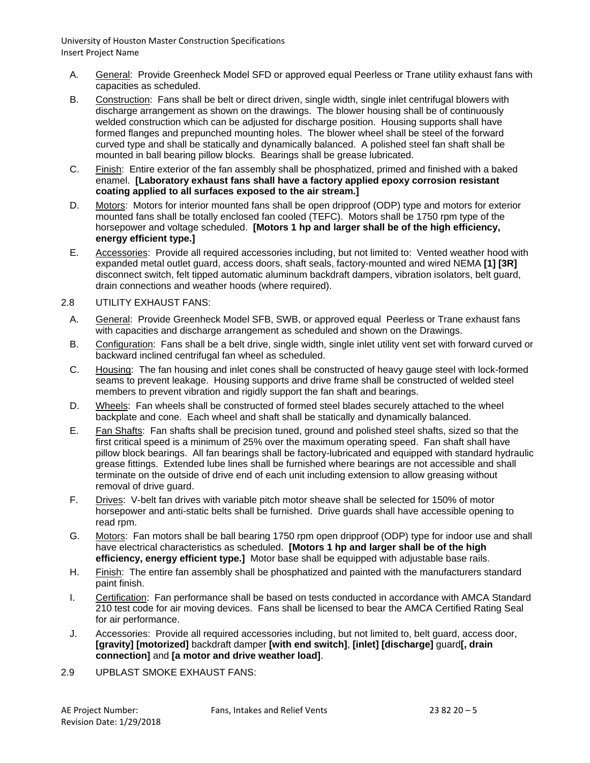A. General: Provide Greenheck Model SFD or approved equal Peerless or Trane utility exhaust fans with capacities as scheduled.

B. Construction: Fans shall be belt or direct driven, single width, single inlet centrifugal blowers with discharge arrangement as shown on the drawings. The blower housing shall be of continuously welded construction which can be adjusted for discharge position. Housing supports shall have formed flanges and prepunched mounting holes. The blower wheel shall be steel of the forward curved type and shall be statically and dynamically balanced. A polished steel fan shaft shall be mounted in ball bearing pillow blocks. Bearings shall be grease lubricated.

C. Finish: Entire exterior of the fan assembly shall be phosphatized, primed and finished with a baked enamel. **[Laboratory exhaust fans shall have a factory applied epoxy corrosion resistant coating applied to all surfaces exposed to the air stream.]**

D. Motors: Motors for interior mounted fans shall be open dripproof (ODP) type and motors for exterior mounted fans shall be totally enclosed fan cooled (TEFC). Motors shall be 1750 rpm type of the horsepower and voltage scheduled. **[Motors 1 hp and larger shall be of the high efficiency, energy efficient type.]**

E. Accessories: Provide all required accessories including, but not limited to: Vented weather hood with expanded metal outlet guard, access doors, shaft seals, factory-mounted and wired NEMA **[1] [3R]** disconnect switch, felt tipped automatic aluminum backdraft dampers, vibration isolators, belt guard, drain connections and weather hoods (where required).

2.8 UTILITY EXHAUST FANS:

A. General: Provide Greenheck Model SFB, SWB, or approved equal Peerless or Trane exhaust fans with capacities and discharge arrangement as scheduled and shown on the Drawings.

B. Configuration: Fans shall be a belt drive, single width, single inlet utility vent set with forward curved or backward inclined centrifugal fan wheel as scheduled.

C. Housing: The fan housing and inlet cones shall be constructed of heavy gauge steel with lock-formed seams to prevent leakage. Housing supports and drive frame shall be constructed of welded steel members to prevent vibration and rigidly support the fan shaft and bearings.

D. Wheels: Fan wheels shall be constructed of formed steel blades securely attached to the wheel backplate and cone. Each wheel and shaft shall be statically and dynamically balanced.

E. Fan Shafts: Fan shafts shall be precision tuned, ground and polished steel shafts, sized so that the first critical speed is a minimum of 25% over the maximum operating speed. Fan shaft shall have pillow block bearings. All fan bearings shall be factory-lubricated and equipped with standard hydraulic grease fittings. Extended lube lines shall be furnished where bearings are not accessible and shall terminate on the outside of drive end of each unit including extension to allow greasing without removal of drive guard.

F. Drives: V-belt fan drives with variable pitch motor sheave shall be selected for 150% of motor horsepower and anti-static belts shall be furnished. Drive guards shall have accessible opening to read rpm.

G. Motors: Fan motors shall be ball bearing 1750 rpm open dripproof (ODP) type for indoor use and shall have electrical characteristics as scheduled. **[Motors 1 hp and larger shall be of the high efficiency, energy efficient type.]** Motor base shall be equipped with adjustable base rails.

H. Finish: The entire fan assembly shall be phosphatized and painted with the manufacturers standard paint finish.

I. Certification: Fan performance shall be based on tests conducted in accordance with AMCA Standard 210 test code for air moving devices. Fans shall be licensed to bear the AMCA Certified Rating Seal for air performance.

J. Accessories: Provide all required accessories including, but not limited to, belt guard, access door, **[gravity] [motorized]** backdraft damper **[with end switch]**, **[inlet] [discharge]** guard**[, drain connection]** and **[a motor and drive weather load]**.

2.9 UPBLAST SMOKE EXHAUST FANS: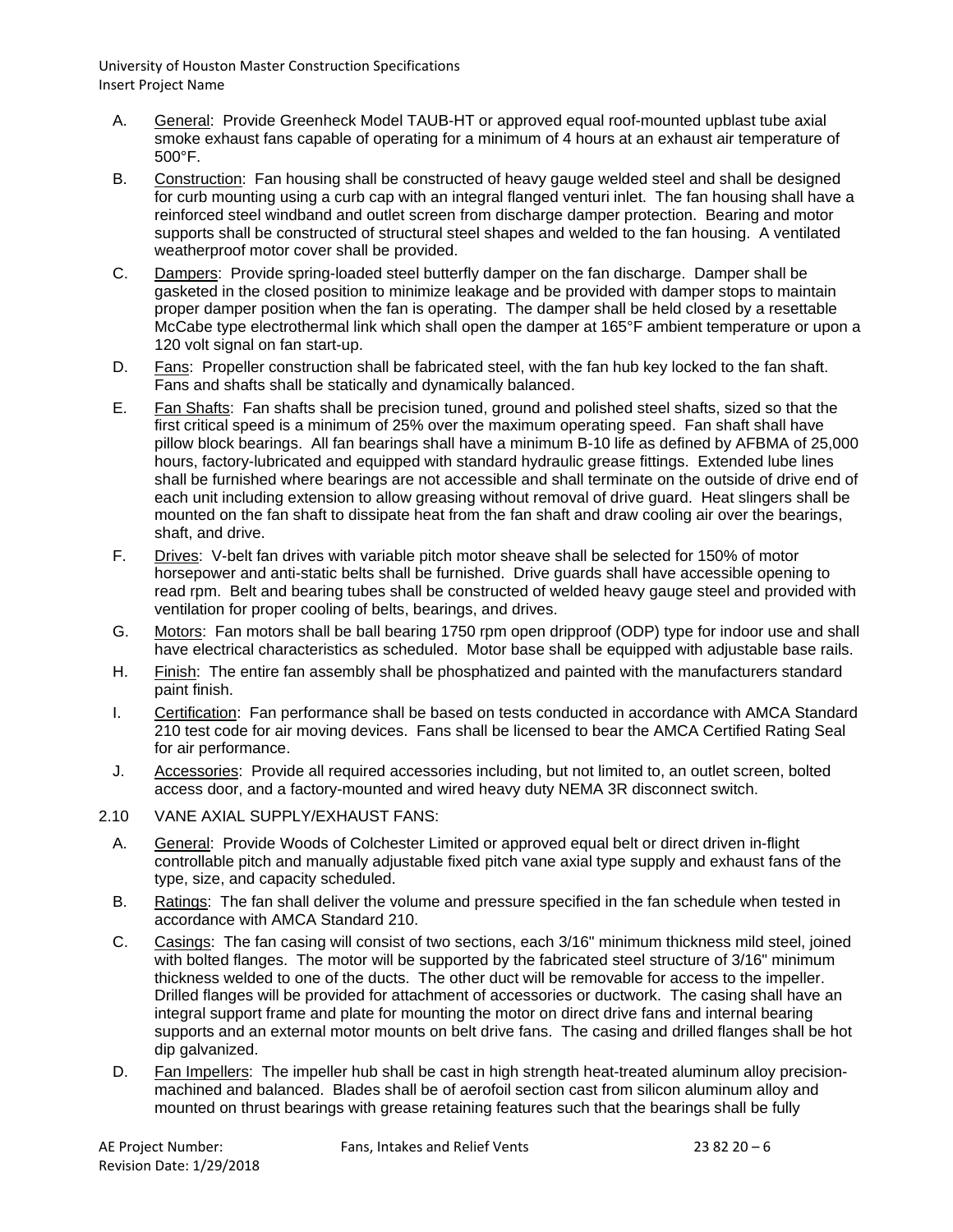A. General: Provide Greenheck Model TAUB-HT or approved equal roof-mounted upblast tube axial smoke exhaust fans capable of operating for a minimum of 4 hours at an exhaust air temperature of 500°F.

B. Construction: Fan housing shall be constructed of heavy gauge welded steel and shall be designed for curb mounting using a curb cap with an integral flanged venturi inlet. The fan housing shall have a reinforced steel windband and outlet screen from discharge damper protection. Bearing and motor supports shall be constructed of structural steel shapes and welded to the fan housing. A ventilated weatherproof motor cover shall be provided.

C. Dampers: Provide spring-loaded steel butterfly damper on the fan discharge. Damper shall be gasketed in the closed position to minimize leakage and be provided with damper stops to maintain proper damper position when the fan is operating. The damper shall be held closed by a resettable McCabe type electrothermal link which shall open the damper at 165°F ambient temperature or upon a 120 volt signal on fan start-up.

D. Fans: Propeller construction shall be fabricated steel, with the fan hub key locked to the fan shaft. Fans and shafts shall be statically and dynamically balanced.

E. Fan Shafts: Fan shafts shall be precision tuned, ground and polished steel shafts, sized so that the first critical speed is a minimum of 25% over the maximum operating speed. Fan shaft shall have pillow block bearings. All fan bearings shall have a minimum B-10 life as defined by AFBMA of 25,000 hours, factory-lubricated and equipped with standard hydraulic grease fittings. Extended lube lines shall be furnished where bearings are not accessible and shall terminate on the outside of drive end of each unit including extension to allow greasing without removal of drive guard. Heat slingers shall be mounted on the fan shaft to dissipate heat from the fan shaft and draw cooling air over the bearings, shaft, and drive.

F. Drives: V-belt fan drives with variable pitch motor sheave shall be selected for 150% of motor horsepower and anti-static belts shall be furnished. Drive guards shall have accessible opening to read rpm. Belt and bearing tubes shall be constructed of welded heavy gauge steel and provided with ventilation for proper cooling of belts, bearings, and drives.

G. Motors: Fan motors shall be ball bearing 1750 rpm open dripproof (ODP) type for indoor use and shall have electrical characteristics as scheduled. Motor base shall be equipped with adjustable base rails.

H. Finish: The entire fan assembly shall be phosphatized and painted with the manufacturers standard paint finish.

I. Certification: Fan performance shall be based on tests conducted in accordance with AMCA Standard 210 test code for air moving devices. Fans shall be licensed to bear the AMCA Certified Rating Seal for air performance.

J. Accessories: Provide all required accessories including, but not limited to, an outlet screen, bolted access door, and a factory-mounted and wired heavy duty NEMA 3R disconnect switch.

2.10 VANE AXIAL SUPPLY/EXHAUST FANS:

A. General: Provide Woods of Colchester Limited or approved equal belt or direct driven in-flight controllable pitch and manually adjustable fixed pitch vane axial type supply and exhaust fans of the type, size, and capacity scheduled.

B. Ratings: The fan shall deliver the volume and pressure specified in the fan schedule when tested in accordance with AMCA Standard 210.

C. Casings: The fan casing will consist of two sections, each 3/16" minimum thickness mild steel, joined with bolted flanges. The motor will be supported by the fabricated steel structure of 3/16" minimum thickness welded to one of the ducts. The other duct will be removable for access to the impeller. Drilled flanges will be provided for attachment of accessories or ductwork. The casing shall have an integral support frame and plate for mounting the motor on direct drive fans and internal bearing supports and an external motor mounts on belt drive fans. The casing and drilled flanges shall be hot dip galvanized.

D. Fan Impellers: The impeller hub shall be cast in high strength heat-treated aluminum alloy precision-machined and balanced. Blades shall be of aerofoil section cast from silicon aluminum alloy and mounted on thrust bearings with grease retaining features such that the bearings shall be fully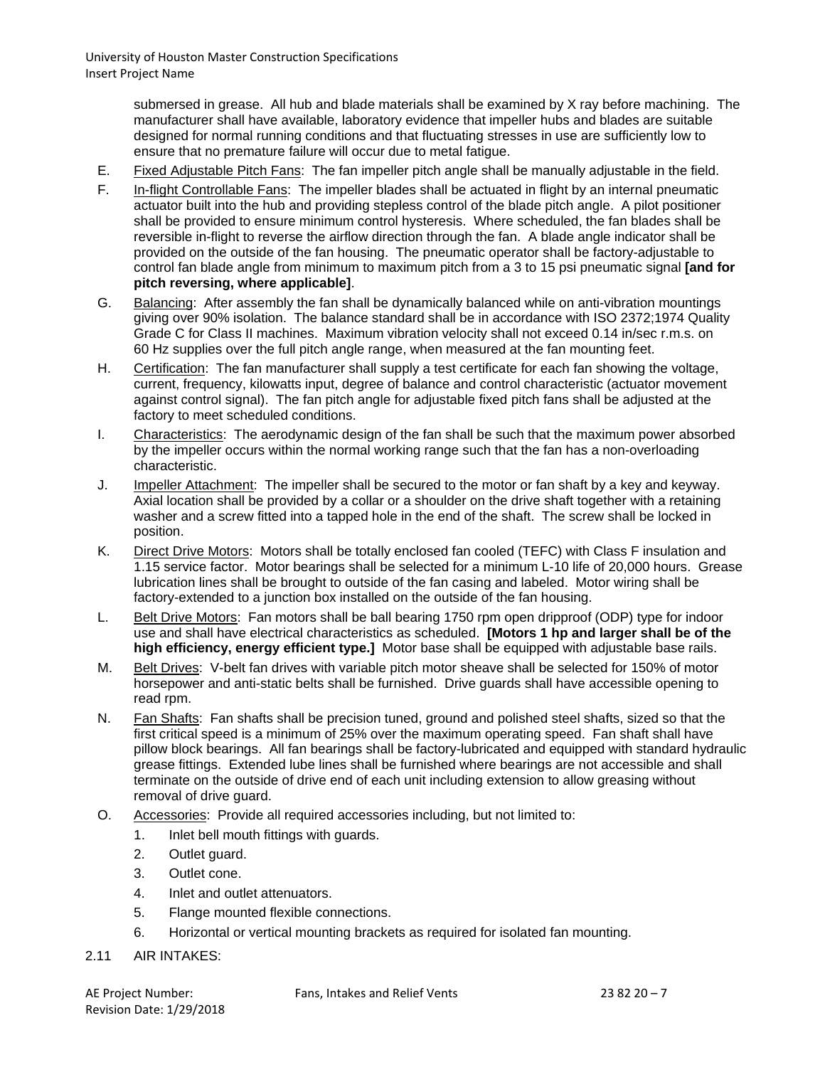submersed in grease. All hub and blade materials shall be examined by X ray before machining. The manufacturer shall have available, laboratory evidence that impeller hubs and blades are suitable designed for normal running conditions and that fluctuating stresses in use are sufficiently low to ensure that no premature failure will occur due to metal fatigue.

E. Fixed Adjustable Pitch Fans: The fan impeller pitch angle shall be manually adjustable in the field.

F. In-flight Controllable Fans: The impeller blades shall be actuated in flight by an internal pneumatic actuator built into the hub and providing stepless control of the blade pitch angle. A pilot positioner shall be provided to ensure minimum control hysteresis. Where scheduled, the fan blades shall be reversible in-flight to reverse the airflow direction through the fan. A blade angle indicator shall be provided on the outside of the fan housing. The pneumatic operator shall be factory-adjustable to control fan blade angle from minimum to maximum pitch from a 3 to 15 psi pneumatic signal **[and for pitch reversing, where applicable]**.

G. Balancing: After assembly the fan shall be dynamically balanced while on anti-vibration mountings giving over 90% isolation. The balance standard shall be in accordance with ISO 2372;1974 Quality Grade C for Class II machines. Maximum vibration velocity shall not exceed 0.14 in/sec r.m.s. on 60 Hz supplies over the full pitch angle range, when measured at the fan mounting feet.

H. Certification: The fan manufacturer shall supply a test certificate for each fan showing the voltage, current, frequency, kilowatts input, degree of balance and control characteristic (actuator movement against control signal). The fan pitch angle for adjustable fixed pitch fans shall be adjusted at the factory to meet scheduled conditions.

I. Characteristics: The aerodynamic design of the fan shall be such that the maximum power absorbed by the impeller occurs within the normal working range such that the fan has a non-overloading characteristic.

J. Impeller Attachment: The impeller shall be secured to the motor or fan shaft by a key and keyway. Axial location shall be provided by a collar or a shoulder on the drive shaft together with a retaining washer and a screw fitted into a tapped hole in the end of the shaft. The screw shall be locked in position.

K. Direct Drive Motors: Motors shall be totally enclosed fan cooled (TEFC) with Class F insulation and 1.15 service factor. Motor bearings shall be selected for a minimum L-10 life of 20,000 hours. Grease lubrication lines shall be brought to outside of the fan casing and labeled. Motor wiring shall be factory-extended to a junction box installed on the outside of the fan housing.

L. Belt Drive Motors: Fan motors shall be ball bearing 1750 rpm open dripproof (ODP) type for indoor use and shall have electrical characteristics as scheduled. **[Motors 1 hp and larger shall be of the high efficiency, energy efficient type.]** Motor base shall be equipped with adjustable base rails.

M. Belt Drives: V-belt fan drives with variable pitch motor sheave shall be selected for 150% of motor horsepower and anti-static belts shall be furnished. Drive guards shall have accessible opening to read rpm.

N. Fan Shafts: Fan shafts shall be precision tuned, ground and polished steel shafts, sized so that the first critical speed is a minimum of 25% over the maximum operating speed. Fan shaft shall have pillow block bearings. All fan bearings shall be factory-lubricated and equipped with standard hydraulic grease fittings. Extended lube lines shall be furnished where bearings are not accessible and shall terminate on the outside of drive end of each unit including extension to allow greasing without removal of drive guard.

O. Accessories: Provide all required accessories including, but not limited to:

1. Inlet bell mouth fittings with guards.
2. Outlet guard.
3. Outlet cone.
4. Inlet and outlet attenuators.
5. Flange mounted flexible connections.
6. Horizontal or vertical mounting brackets as required for isolated fan mounting.

## 2.11 AIR INTAKES: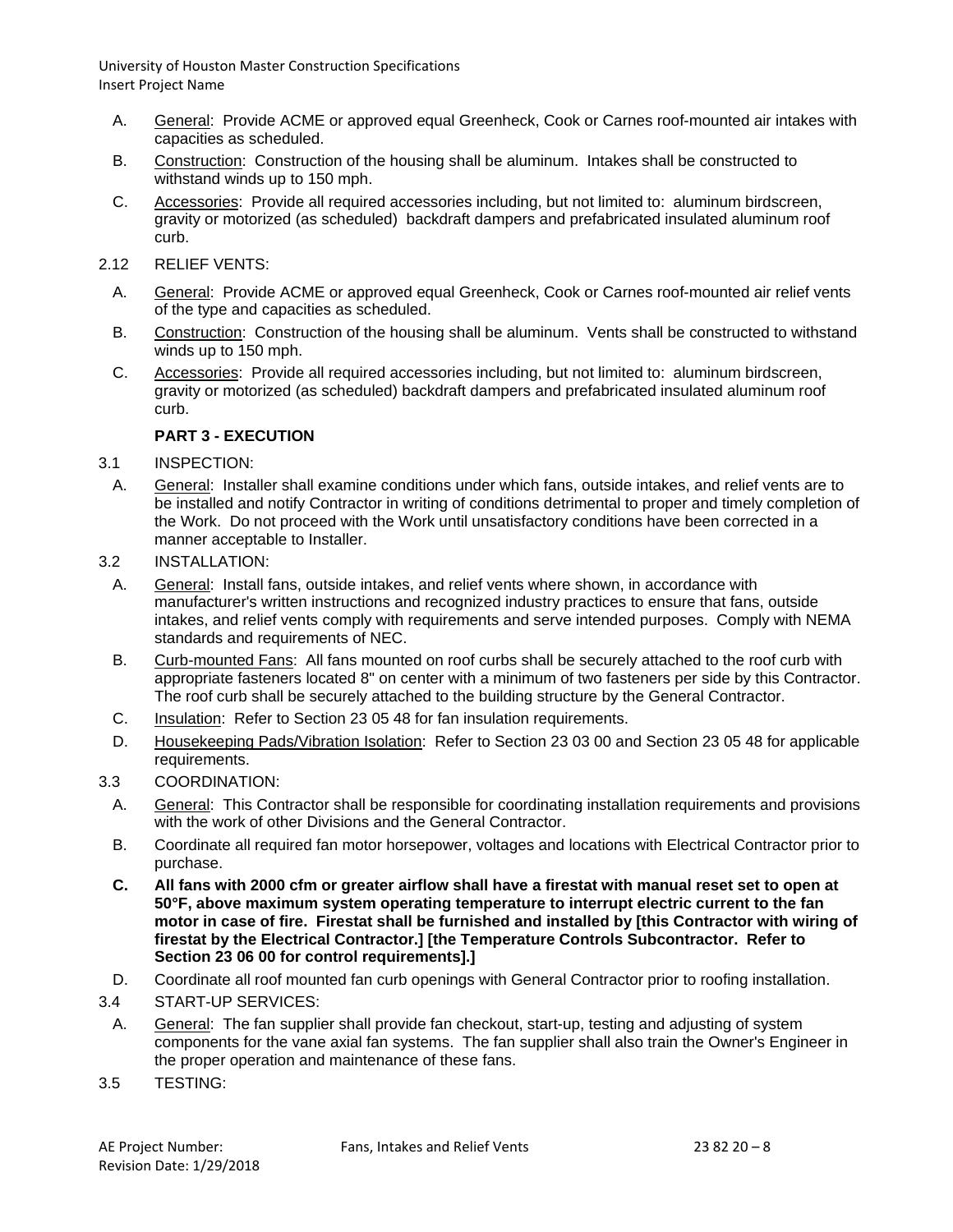A. General: Provide ACME or approved equal Greenheck, Cook or Carnes roof-mounted air intakes with capacities as scheduled.

B. Construction: Construction of the housing shall be aluminum. Intakes shall be constructed to withstand winds up to 150 mph.

C. Accessories: Provide all required accessories including, but not limited to: aluminum birdscreen, gravity or motorized (as scheduled) backdraft dampers and prefabricated insulated aluminum roof curb.

2.12 RELIEF VENTS:

A. General: Provide ACME or approved equal Greenheck, Cook or Carnes roof-mounted air relief vents of the type and capacities as scheduled.

B. Construction: Construction of the housing shall be aluminum. Vents shall be constructed to withstand winds up to 150 mph.

C. Accessories: Provide all required accessories including, but not limited to: aluminum birdscreen, gravity or motorized (as scheduled) backdraft dampers and prefabricated insulated aluminum roof curb.

## PART 3 - EXECUTION

3.1 INSPECTION:

A. General: Installer shall examine conditions under which fans, outside intakes, and relief vents are to be installed and notify Contractor in writing of conditions detrimental to proper and timely completion of the Work. Do not proceed with the Work until unsatisfactory conditions have been corrected in a manner acceptable to Installer.

3.2 INSTALLATION:

A. General: Install fans, outside intakes, and relief vents where shown, in accordance with manufacturer's written instructions and recognized industry practices to ensure that fans, outside intakes, and relief vents comply with requirements and serve intended purposes. Comply with NEMA standards and requirements of NEC.

B. Curb-mounted Fans: All fans mounted on roof curbs shall be securely attached to the roof curb with appropriate fasteners located 8" on center with a minimum of two fasteners per side by this Contractor. The roof curb shall be securely attached to the building structure by the General Contractor.

C. Insulation: Refer to Section 23 05 48 for fan insulation requirements.

D. Housekeeping Pads/Vibration Isolation: Refer to Section 23 03 00 and Section 23 05 48 for applicable requirements.

3.3 COORDINATION:

A. General: This Contractor shall be responsible for coordinating installation requirements and provisions with the work of other Divisions and the General Contractor.

B. Coordinate all required fan motor horsepower, voltages and locations with Electrical Contractor prior to purchase.

**C. All fans with 2000 cfm or greater airflow shall have a firestat with manual reset set to open at 50°F, above maximum system operating temperature to interrupt electric current to the fan motor in case of fire. Firestat shall be furnished and installed by [this Contractor with wiring of firestat by the Electrical Contractor.] [the Temperature Controls Subcontractor. Refer to Section 23 06 00 for control requirements].]**

D. Coordinate all roof mounted fan curb openings with General Contractor prior to roofing installation.

3.4 START-UP SERVICES:

A. General: The fan supplier shall provide fan checkout, start-up, testing and adjusting of system components for the vane axial fan systems. The fan supplier shall also train the Owner's Engineer in the proper operation and maintenance of these fans.

3.5 TESTING: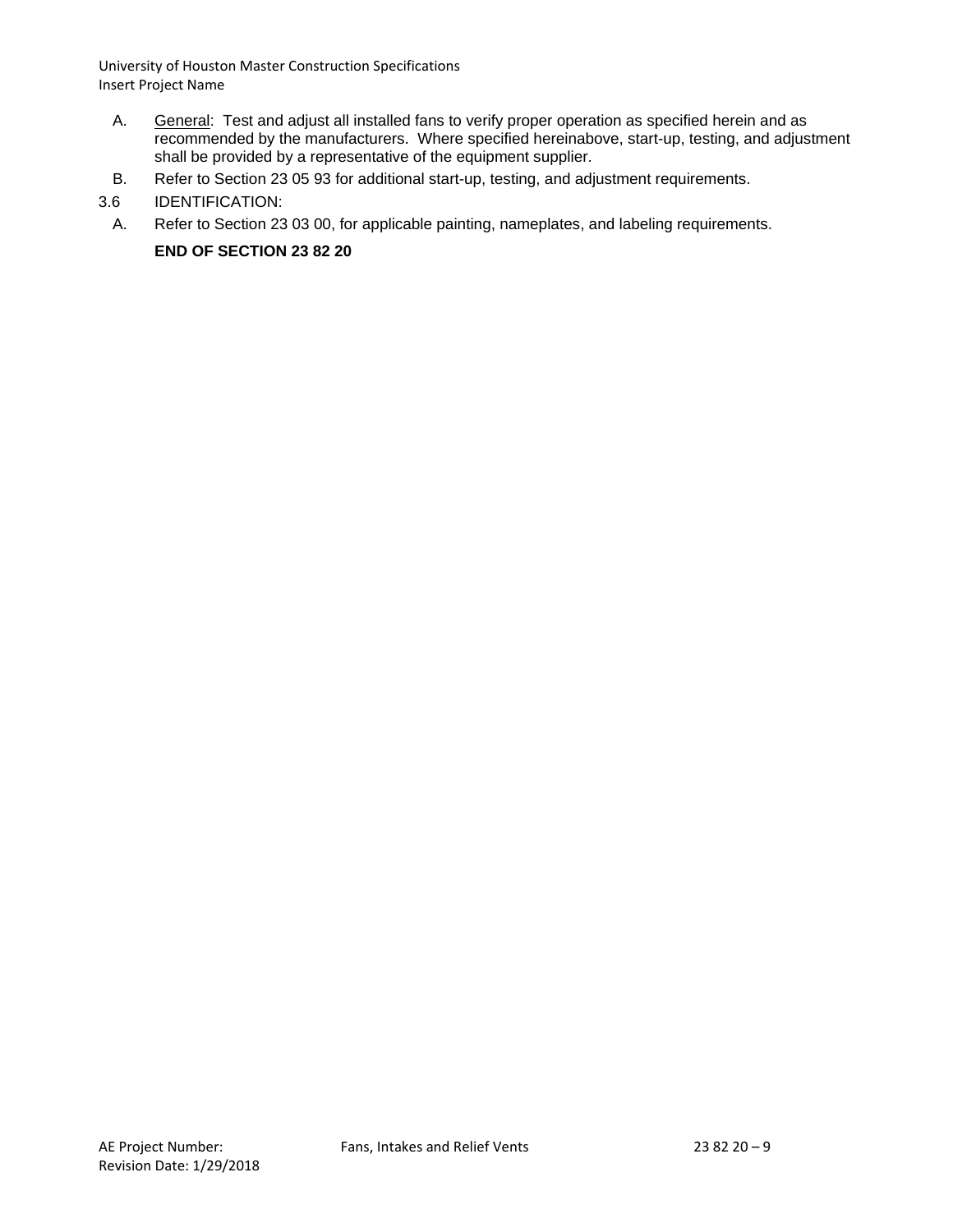A. General: Test and adjust all installed fans to verify proper operation as specified herein and as recommended by the manufacturers. Where specified hereinabove, start-up, testing, and adjustment shall be provided by a representative of the equipment supplier.

B. Refer to Section 23 05 93 for additional start-up, testing, and adjustment requirements.

3.6 IDENTIFICATION:

A. Refer to Section 23 03 00, for applicable painting, nameplates, and labeling requirements.

**END OF SECTION 23 82 20**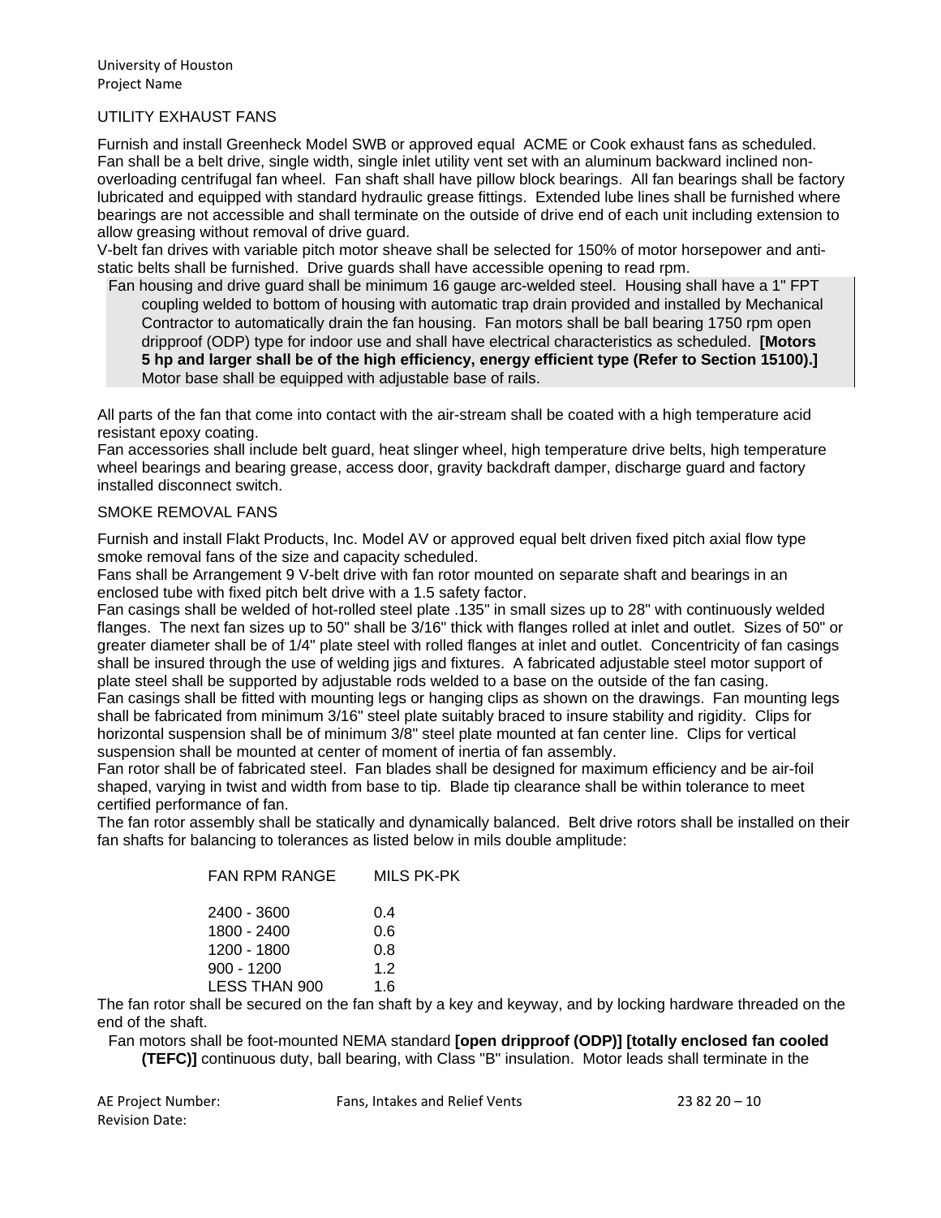## UTILITY EXHAUST FANS

Furnish and install Greenheck Model SWB or approved equal ACME or Cook exhaust fans as scheduled. Fan shall be a belt drive, single width, single inlet utility vent set with an aluminum backward inclined non-overloading centrifugal fan wheel. Fan shaft shall have pillow block bearings. All fan bearings shall be factory lubricated and equipped with standard hydraulic grease fittings. Extended lube lines shall be furnished where bearings are not accessible and shall terminate on the outside of drive end of each unit including extension to allow greasing without removal of drive guard.

V-belt fan drives with variable pitch motor sheave shall be selected for 150% of motor horsepower and anti-static belts shall be furnished. Drive guards shall have accessible opening to read rpm.

Fan housing and drive guard shall be minimum 16 gauge arc-welded steel. Housing shall have a 1" FPT coupling welded to bottom of housing with automatic trap drain provided and installed by Mechanical Contractor to automatically drain the fan housing. Fan motors shall be ball bearing 1750 rpm open dripproof (ODP) type for indoor use and shall have electrical characteristics as scheduled. **[Motors 5 hp and larger shall be of the high efficiency, energy efficient type (Refer to Section 15100).]** Motor base shall be equipped with adjustable base of rails.

All parts of the fan that come into contact with the air-stream shall be coated with a high temperature acid resistant epoxy coating.

Fan accessories shall include belt guard, heat slinger wheel, high temperature drive belts, high temperature wheel bearings and bearing grease, access door, gravity backdraft damper, discharge guard and factory installed disconnect switch.

## SMOKE REMOVAL FANS

Furnish and install Flakt Products, Inc. Model AV or approved equal belt driven fixed pitch axial flow type smoke removal fans of the size and capacity scheduled.

Fans shall be Arrangement 9 V-belt drive with fan rotor mounted on separate shaft and bearings in an enclosed tube with fixed pitch belt drive with a 1.5 safety factor.

Fan casings shall be welded of hot-rolled steel plate .135" in small sizes up to 28" with continuously welded flanges. The next fan sizes up to 50" shall be 3/16" thick with flanges rolled at inlet and outlet. Sizes of 50" or greater diameter shall be of 1/4" plate steel with rolled flanges at inlet and outlet. Concentricity of fan casings shall be insured through the use of welding jigs and fixtures. A fabricated adjustable steel motor support of plate steel shall be supported by adjustable rods welded to a base on the outside of the fan casing.

Fan casings shall be fitted with mounting legs or hanging clips as shown on the drawings. Fan mounting legs shall be fabricated from minimum 3/16" steel plate suitably braced to insure stability and rigidity. Clips for horizontal suspension shall be of minimum 3/8" steel plate mounted at fan center line. Clips for vertical suspension shall be mounted at center of moment of inertia of fan assembly.

Fan rotor shall be of fabricated steel. Fan blades shall be designed for maximum efficiency and be air-foil shaped, varying in twist and width from base to tip. Blade tip clearance shall be within tolerance to meet certified performance of fan.

The fan rotor assembly shall be statically and dynamically balanced. Belt drive rotors shall be installed on their fan shafts for balancing to tolerances as listed below in mils double amplitude:

| FAN RPM RANGE | MILS PK-PK |
|---|---|
| 2400 - 3600 | 0.4 |
| 1800 - 2400 | 0.6 |
| 1200 - 1800 | 0.8 |
| 900 - 1200 | 1.2 |
| LESS THAN 900 | 1.6 |

The fan rotor shall be secured on the fan shaft by a key and keyway, and by locking hardware threaded on the end of the shaft.

Fan motors shall be foot-mounted NEMA standard **[open dripproof (ODP)] [totally enclosed fan cooled (TEFC)]** continuous duty, ball bearing, with Class "B" insulation. Motor leads shall terminate in the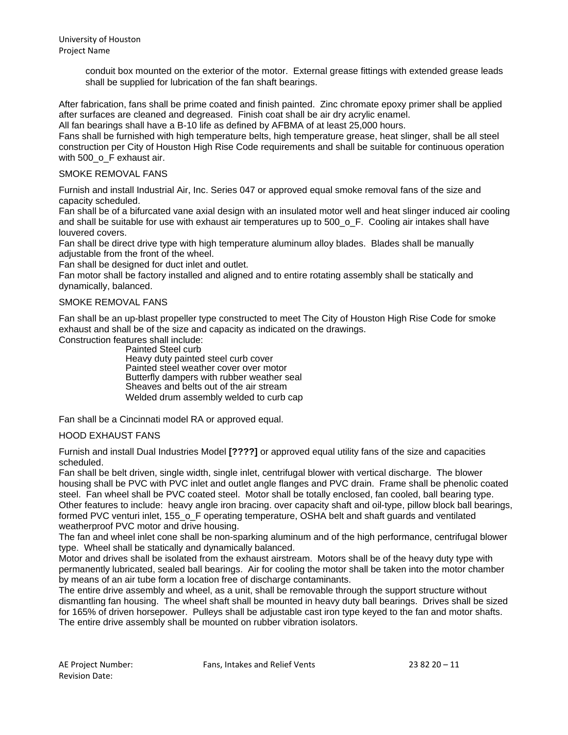conduit box mounted on the exterior of the motor. External grease fittings with extended grease leads shall be supplied for lubrication of the fan shaft bearings.

After fabrication, fans shall be prime coated and finish painted. Zinc chromate epoxy primer shall be applied after surfaces are cleaned and degreased. Finish coat shall be air dry acrylic enamel.
All fan bearings shall have a B-10 life as defined by AFBMA of at least 25,000 hours.
Fans shall be furnished with high temperature belts, high temperature grease, heat slinger, shall be all steel construction per City of Houston High Rise Code requirements and shall be suitable for continuous operation with 500_o_F exhaust air.

## SMOKE REMOVAL FANS

Furnish and install Industrial Air, Inc. Series 047 or approved equal smoke removal fans of the size and capacity scheduled.
Fan shall be of a bifurcated vane axial design with an insulated motor well and heat slinger induced air cooling and shall be suitable for use with exhaust air temperatures up to 500_o_F. Cooling air intakes shall have louvered covers.
Fan shall be direct drive type with high temperature aluminum alloy blades. Blades shall be manually adjustable from the front of the wheel.
Fan shall be designed for duct inlet and outlet.
Fan motor shall be factory installed and aligned and to entire rotating assembly shall be statically and dynamically, balanced.

## SMOKE REMOVAL FANS

Fan shall be an up-blast propeller type constructed to meet The City of Houston High Rise Code for smoke exhaust and shall be of the size and capacity as indicated on the drawings.
Construction features shall include:

- Painted Steel curb
- Heavy duty painted steel curb cover
- Painted steel weather cover over motor
- Butterfly dampers with rubber weather seal
- Sheaves and belts out of the air stream
- Welded drum assembly welded to curb cap

Fan shall be a Cincinnati model RA or approved equal.

## HOOD EXHAUST FANS

Furnish and install Dual Industries Model **[????]** or approved equal utility fans of the size and capacities scheduled.
Fan shall be belt driven, single width, single inlet, centrifugal blower with vertical discharge. The blower housing shall be PVC with PVC inlet and outlet angle flanges and PVC drain. Frame shall be phenolic coated steel. Fan wheel shall be PVC coated steel. Motor shall be totally enclosed, fan cooled, ball bearing type. Other features to include: heavy angle iron bracing. over capacity shaft and oil-type, pillow block ball bearings, formed PVC venturi inlet, 155_o_F operating temperature, OSHA belt and shaft guards and ventilated weatherproof PVC motor and drive housing.
The fan and wheel inlet cone shall be non-sparking aluminum and of the high performance, centrifugal blower type. Wheel shall be statically and dynamically balanced.
Motor and drives shall be isolated from the exhaust airstream. Motors shall be of the heavy duty type with permanently lubricated, sealed ball bearings. Air for cooling the motor shall be taken into the motor chamber by means of an air tube form a location free of discharge contaminants.
The entire drive assembly and wheel, as a unit, shall be removable through the support structure without dismantling fan housing. The wheel shaft shall be mounted in heavy duty ball bearings. Drives shall be sized for 165% of driven horsepower. Pulleys shall be adjustable cast iron type keyed to the fan and motor shafts. The entire drive assembly shall be mounted on rubber vibration isolators.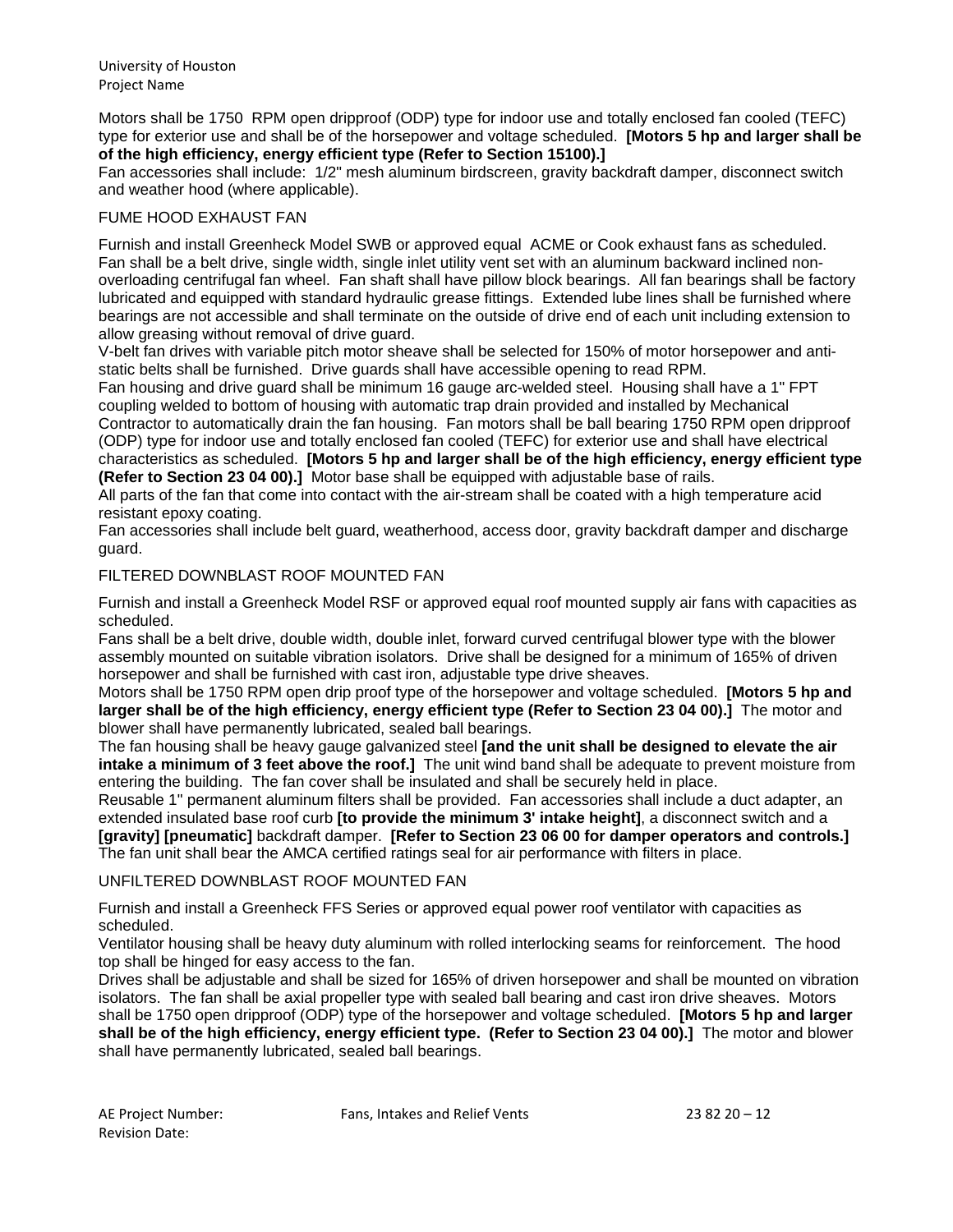Motors shall be 1750 RPM open dripproof (ODP) type for indoor use and totally enclosed fan cooled (TEFC) type for exterior use and shall be of the horsepower and voltage scheduled. **[Motors 5 hp and larger shall be of the high efficiency, energy efficient type (Refer to Section 15100).]**
Fan accessories shall include: 1/2" mesh aluminum birdscreen, gravity backdraft damper, disconnect switch and weather hood (where applicable).

FUME HOOD EXHAUST FAN

Furnish and install Greenheck Model SWB or approved equal ACME or Cook exhaust fans as scheduled. Fan shall be a belt drive, single width, single inlet utility vent set with an aluminum backward inclined non-overloading centrifugal fan wheel. Fan shaft shall have pillow block bearings. All fan bearings shall be factory lubricated and equipped with standard hydraulic grease fittings. Extended lube lines shall be furnished where bearings are not accessible and shall terminate on the outside of drive end of each unit including extension to allow greasing without removal of drive guard.
V-belt fan drives with variable pitch motor sheave shall be selected for 150% of motor horsepower and anti-static belts shall be furnished. Drive guards shall have accessible opening to read RPM.
Fan housing and drive guard shall be minimum 16 gauge arc-welded steel. Housing shall have a 1" FPT coupling welded to bottom of housing with automatic trap drain provided and installed by Mechanical Contractor to automatically drain the fan housing. Fan motors shall be ball bearing 1750 RPM open dripproof (ODP) type for indoor use and totally enclosed fan cooled (TEFC) for exterior use and shall have electrical characteristics as scheduled. **[Motors 5 hp and larger shall be of the high efficiency, energy efficient type (Refer to Section 23 04 00).]** Motor base shall be equipped with adjustable base of rails.
All parts of the fan that come into contact with the air-stream shall be coated with a high temperature acid resistant epoxy coating.
Fan accessories shall include belt guard, weatherhood, access door, gravity backdraft damper and discharge guard.

FILTERED DOWNBLAST ROOF MOUNTED FAN

Furnish and install a Greenheck Model RSF or approved equal roof mounted supply air fans with capacities as scheduled.
Fans shall be a belt drive, double width, double inlet, forward curved centrifugal blower type with the blower assembly mounted on suitable vibration isolators. Drive shall be designed for a minimum of 165% of driven horsepower and shall be furnished with cast iron, adjustable type drive sheaves.
Motors shall be 1750 RPM open drip proof type of the horsepower and voltage scheduled. **[Motors 5 hp and larger shall be of the high efficiency, energy efficient type (Refer to Section 23 04 00).]** The motor and blower shall have permanently lubricated, sealed ball bearings.
The fan housing shall be heavy gauge galvanized steel **[and the unit shall be designed to elevate the air intake a minimum of 3 feet above the roof.]** The unit wind band shall be adequate to prevent moisture from entering the building. The fan cover shall be insulated and shall be securely held in place.
Reusable 1" permanent aluminum filters shall be provided. Fan accessories shall include a duct adapter, an extended insulated base roof curb **[to provide the minimum 3' intake height]**, a disconnect switch and a **[gravity] [pneumatic]** backdraft damper. **[Refer to Section 23 06 00 for damper operators and controls.]** The fan unit shall bear the AMCA certified ratings seal for air performance with filters in place.

UNFILTERED DOWNBLAST ROOF MOUNTED FAN

Furnish and install a Greenheck FFS Series or approved equal power roof ventilator with capacities as scheduled.
Ventilator housing shall be heavy duty aluminum with rolled interlocking seams for reinforcement. The hood top shall be hinged for easy access to the fan.
Drives shall be adjustable and shall be sized for 165% of driven horsepower and shall be mounted on vibration isolators. The fan shall be axial propeller type with sealed ball bearing and cast iron drive sheaves. Motors shall be 1750 open dripproof (ODP) type of the horsepower and voltage scheduled. **[Motors 5 hp and larger shall be of the high efficiency, energy efficient type. (Refer to Section 23 04 00).]** The motor and blower shall have permanently lubricated, sealed ball bearings.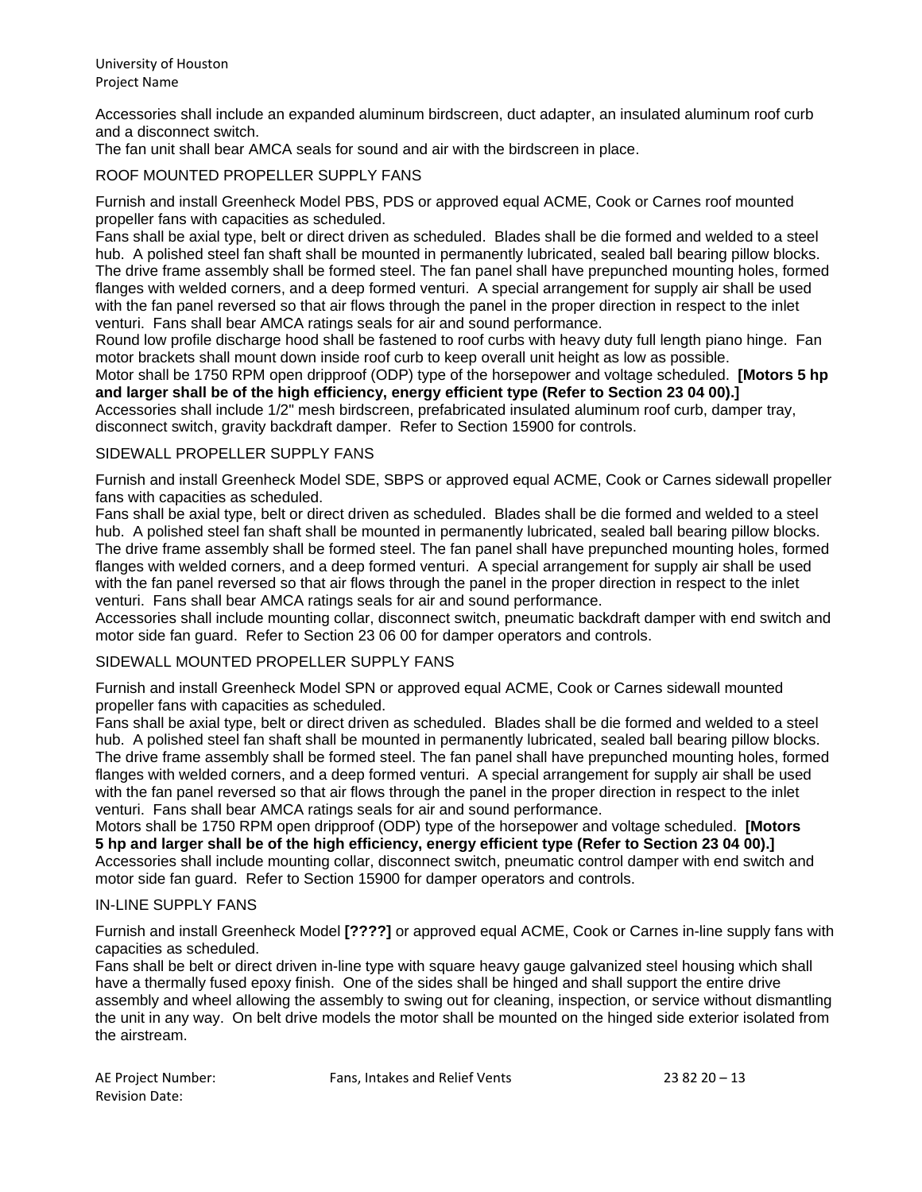Accessories shall include an expanded aluminum birdscreen, duct adapter, an insulated aluminum roof curb and a disconnect switch.

The fan unit shall bear AMCA seals for sound and air with the birdscreen in place.

ROOF MOUNTED PROPELLER SUPPLY FANS

Furnish and install Greenheck Model PBS, PDS or approved equal ACME, Cook or Carnes roof mounted propeller fans with capacities as scheduled.

Fans shall be axial type, belt or direct driven as scheduled. Blades shall be die formed and welded to a steel hub. A polished steel fan shaft shall be mounted in permanently lubricated, sealed ball bearing pillow blocks. The drive frame assembly shall be formed steel. The fan panel shall have prepunched mounting holes, formed flanges with welded corners, and a deep formed venturi. A special arrangement for supply air shall be used with the fan panel reversed so that air flows through the panel in the proper direction in respect to the inlet venturi. Fans shall bear AMCA ratings seals for air and sound performance.

Round low profile discharge hood shall be fastened to roof curbs with heavy duty full length piano hinge. Fan motor brackets shall mount down inside roof curb to keep overall unit height as low as possible.

Motor shall be 1750 RPM open dripproof (ODP) type of the horsepower and voltage scheduled. **[Motors 5 hp and larger shall be of the high efficiency, energy efficient type (Refer to Section 23 04 00).]**

Accessories shall include 1/2" mesh birdscreen, prefabricated insulated aluminum roof curb, damper tray, disconnect switch, gravity backdraft damper. Refer to Section 15900 for controls.

SIDEWALL PROPELLER SUPPLY FANS

Furnish and install Greenheck Model SDE, SBPS or approved equal ACME, Cook or Carnes sidewall propeller fans with capacities as scheduled.

Fans shall be axial type, belt or direct driven as scheduled. Blades shall be die formed and welded to a steel hub. A polished steel fan shaft shall be mounted in permanently lubricated, sealed ball bearing pillow blocks. The drive frame assembly shall be formed steel. The fan panel shall have prepunched mounting holes, formed flanges with welded corners, and a deep formed venturi. A special arrangement for supply air shall be used with the fan panel reversed so that air flows through the panel in the proper direction in respect to the inlet venturi. Fans shall bear AMCA ratings seals for air and sound performance.

Accessories shall include mounting collar, disconnect switch, pneumatic backdraft damper with end switch and motor side fan guard. Refer to Section 23 06 00 for damper operators and controls.

SIDEWALL MOUNTED PROPELLER SUPPLY FANS

Furnish and install Greenheck Model SPN or approved equal ACME, Cook or Carnes sidewall mounted propeller fans with capacities as scheduled.

Fans shall be axial type, belt or direct driven as scheduled. Blades shall be die formed and welded to a steel hub. A polished steel fan shaft shall be mounted in permanently lubricated, sealed ball bearing pillow blocks. The drive frame assembly shall be formed steel. The fan panel shall have prepunched mounting holes, formed flanges with welded corners, and a deep formed venturi. A special arrangement for supply air shall be used with the fan panel reversed so that air flows through the panel in the proper direction in respect to the inlet venturi. Fans shall bear AMCA ratings seals for air and sound performance.

Motors shall be 1750 RPM open dripproof (ODP) type of the horsepower and voltage scheduled. **[Motors 5 hp and larger shall be of the high efficiency, energy efficient type (Refer to Section 23 04 00).]**

Accessories shall include mounting collar, disconnect switch, pneumatic control damper with end switch and motor side fan guard. Refer to Section 15900 for damper operators and controls.

IN-LINE SUPPLY FANS

Furnish and install Greenheck Model **[????]** or approved equal ACME, Cook or Carnes in-line supply fans with capacities as scheduled.

Fans shall be belt or direct driven in-line type with square heavy gauge galvanized steel housing which shall have a thermally fused epoxy finish. One of the sides shall be hinged and shall support the entire drive assembly and wheel allowing the assembly to swing out for cleaning, inspection, or service without dismantling the unit in any way. On belt drive models the motor shall be mounted on the hinged side exterior isolated from the airstream.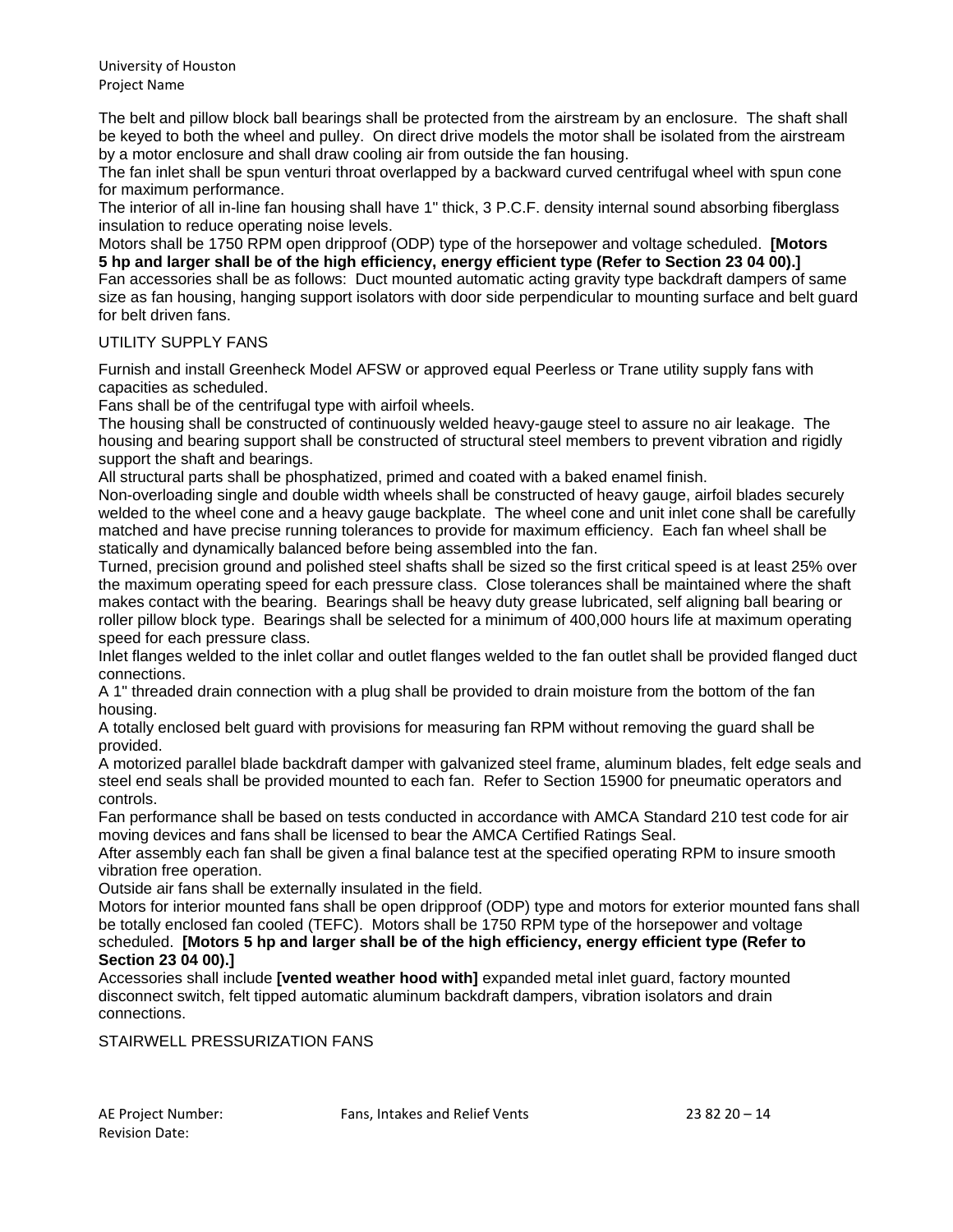The belt and pillow block ball bearings shall be protected from the airstream by an enclosure. The shaft shall be keyed to both the wheel and pulley. On direct drive models the motor shall be isolated from the airstream by a motor enclosure and shall draw cooling air from outside the fan housing.

The fan inlet shall be spun venturi throat overlapped by a backward curved centrifugal wheel with spun cone for maximum performance.

The interior of all in-line fan housing shall have 1" thick, 3 P.C.F. density internal sound absorbing fiberglass insulation to reduce operating noise levels.

Motors shall be 1750 RPM open dripproof (ODP) type of the horsepower and voltage scheduled. **[Motors 5 hp and larger shall be of the high efficiency, energy efficient type (Refer to Section 23 04 00).]**

Fan accessories shall be as follows: Duct mounted automatic acting gravity type backdraft dampers of same size as fan housing, hanging support isolators with door side perpendicular to mounting surface and belt guard for belt driven fans.

UTILITY SUPPLY FANS

Furnish and install Greenheck Model AFSW or approved equal Peerless or Trane utility supply fans with capacities as scheduled.

Fans shall be of the centrifugal type with airfoil wheels.

The housing shall be constructed of continuously welded heavy-gauge steel to assure no air leakage. The housing and bearing support shall be constructed of structural steel members to prevent vibration and rigidly support the shaft and bearings.

All structural parts shall be phosphatized, primed and coated with a baked enamel finish.

Non-overloading single and double width wheels shall be constructed of heavy gauge, airfoil blades securely welded to the wheel cone and a heavy gauge backplate. The wheel cone and unit inlet cone shall be carefully matched and have precise running tolerances to provide for maximum efficiency. Each fan wheel shall be statically and dynamically balanced before being assembled into the fan.

Turned, precision ground and polished steel shafts shall be sized so the first critical speed is at least 25% over the maximum operating speed for each pressure class. Close tolerances shall be maintained where the shaft makes contact with the bearing. Bearings shall be heavy duty grease lubricated, self aligning ball bearing or roller pillow block type. Bearings shall be selected for a minimum of 400,000 hours life at maximum operating speed for each pressure class.

Inlet flanges welded to the inlet collar and outlet flanges welded to the fan outlet shall be provided flanged duct connections.

A 1" threaded drain connection with a plug shall be provided to drain moisture from the bottom of the fan housing.

A totally enclosed belt guard with provisions for measuring fan RPM without removing the guard shall be provided.

A motorized parallel blade backdraft damper with galvanized steel frame, aluminum blades, felt edge seals and steel end seals shall be provided mounted to each fan. Refer to Section 15900 for pneumatic operators and controls.

Fan performance shall be based on tests conducted in accordance with AMCA Standard 210 test code for air moving devices and fans shall be licensed to bear the AMCA Certified Ratings Seal.

After assembly each fan shall be given a final balance test at the specified operating RPM to insure smooth vibration free operation.

Outside air fans shall be externally insulated in the field.

Motors for interior mounted fans shall be open dripproof (ODP) type and motors for exterior mounted fans shall be totally enclosed fan cooled (TEFC). Motors shall be 1750 RPM type of the horsepower and voltage scheduled. **[Motors 5 hp and larger shall be of the high efficiency, energy efficient type (Refer to Section 23 04 00).]**

Accessories shall include **[vented weather hood with]** expanded metal inlet guard, factory mounted disconnect switch, felt tipped automatic aluminum backdraft dampers, vibration isolators and drain connections.

STAIRWELL PRESSURIZATION FANS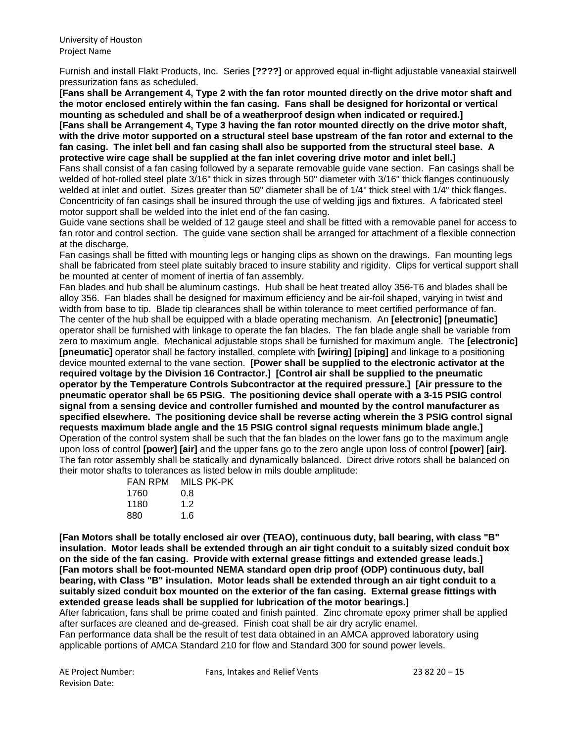Furnish and install Flakt Products, Inc. Series **[????]** or approved equal in-flight adjustable vaneaxial stairwell pressurization fans as scheduled.

**[Fans shall be Arrangement 4, Type 2 with the fan rotor mounted directly on the drive motor shaft and the motor enclosed entirely within the fan casing. Fans shall be designed for horizontal or vertical mounting as scheduled and shall be of a weatherproof design when indicated or required.]**

**[Fans shall be Arrangement 4, Type 3 having the fan rotor mounted directly on the drive motor shaft, with the drive motor supported on a structural steel base upstream of the fan rotor and external to the fan casing. The inlet bell and fan casing shall also be supported from the structural steel base. A protective wire cage shall be supplied at the fan inlet covering drive motor and inlet bell.]**

Fans shall consist of a fan casing followed by a separate removable guide vane section. Fan casings shall be welded of hot-rolled steel plate 3/16" thick in sizes through 50" diameter with 3/16" thick flanges continuously welded at inlet and outlet. Sizes greater than 50" diameter shall be of 1/4" thick steel with 1/4" thick flanges. Concentricity of fan casings shall be insured through the use of welding jigs and fixtures. A fabricated steel motor support shall be welded into the inlet end of the fan casing.

Guide vane sections shall be welded of 12 gauge steel and shall be fitted with a removable panel for access to fan rotor and control section. The guide vane section shall be arranged for attachment of a flexible connection at the discharge.

Fan casings shall be fitted with mounting legs or hanging clips as shown on the drawings. Fan mounting legs shall be fabricated from steel plate suitably braced to insure stability and rigidity. Clips for vertical support shall be mounted at center of moment of inertia of fan assembly.

Fan blades and hub shall be aluminum castings. Hub shall be heat treated alloy 356-T6 and blades shall be alloy 356. Fan blades shall be designed for maximum efficiency and be air-foil shaped, varying in twist and width from base to tip. Blade tip clearances shall be within tolerance to meet certified performance of fan. The center of the hub shall be equipped with a blade operating mechanism. An **[electronic] [pneumatic]** operator shall be furnished with linkage to operate the fan blades. The fan blade angle shall be variable from zero to maximum angle. Mechanical adjustable stops shall be furnished for maximum angle. The **[electronic] [pneumatic]** operator shall be factory installed, complete with **[wiring] [piping]** and linkage to a positioning device mounted external to the vane section. **[Power shall be supplied to the electronic activator at the required voltage by the Division 16 Contractor.] [Control air shall be supplied to the pneumatic operator by the Temperature Controls Subcontractor at the required pressure.] [Air pressure to the pneumatic operator shall be 65 PSIG. The positioning device shall operate with a 3-15 PSIG control signal from a sensing device and controller furnished and mounted by the control manufacturer as specified elsewhere. The positioning device shall be reverse acting wherein the 3 PSIG control signal requests maximum blade angle and the 15 PSIG control signal requests minimum blade angle.]**

Operation of the control system shall be such that the fan blades on the lower fans go to the maximum angle upon loss of control **[power] [air]** and the upper fans go to the zero angle upon loss of control **[power] [air]**.

The fan rotor assembly shall be statically and dynamically balanced. Direct drive rotors shall be balanced on their motor shafts to tolerances as listed below in mils double amplitude:

| FAN RPM | MILS PK-PK |
|---|---|
| 1760 | 0.8 |
| 1180 | 1.2 |
| 880 | 1.6 |

**[Fan Motors shall be totally enclosed air over (TEAO), continuous duty, ball bearing, with class "B" insulation. Motor leads shall be extended through an air tight conduit to a suitably sized conduit box on the side of the fan casing. Provide with external grease fittings and extended grease leads.]**

**[Fan motors shall be foot-mounted NEMA standard open drip proof (ODP) continuous duty, ball bearing, with Class "B" insulation. Motor leads shall be extended through an air tight conduit to a suitably sized conduit box mounted on the exterior of the fan casing. External grease fittings with extended grease leads shall be supplied for lubrication of the motor bearings.]**

After fabrication, fans shall be prime coated and finish painted. Zinc chromate epoxy primer shall be applied after surfaces are cleaned and de-greased. Finish coat shall be air dry acrylic enamel.

Fan performance data shall be the result of test data obtained in an AMCA approved laboratory using applicable portions of AMCA Standard 210 for flow and Standard 300 for sound power levels.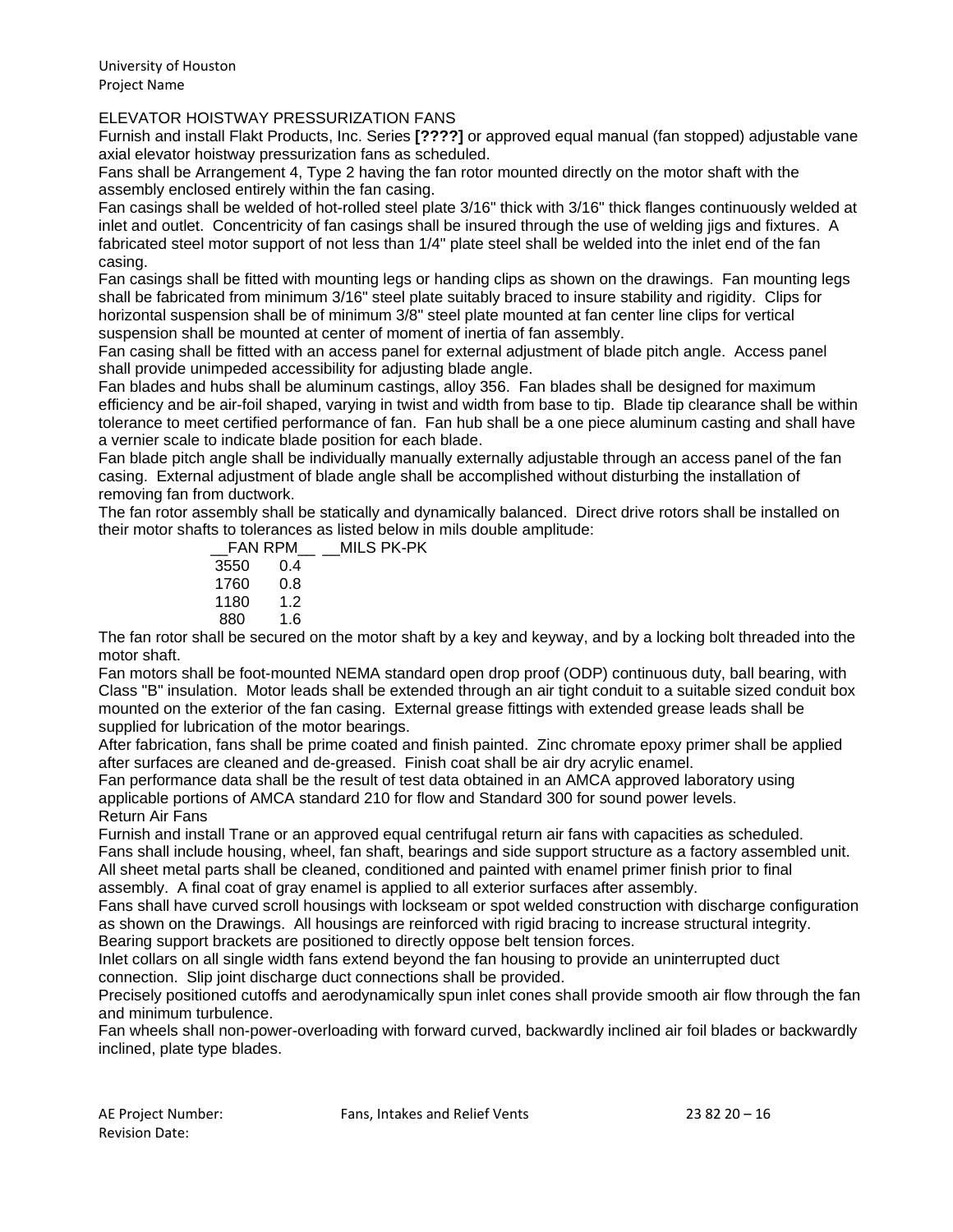ELEVATOR HOISTWAY PRESSURIZATION FANS

Furnish and install Flakt Products, Inc. Series **[????]** or approved equal manual (fan stopped) adjustable vane axial elevator hoistway pressurization fans as scheduled.

Fans shall be Arrangement 4, Type 2 having the fan rotor mounted directly on the motor shaft with the assembly enclosed entirely within the fan casing.

Fan casings shall be welded of hot-rolled steel plate 3/16" thick with 3/16" thick flanges continuously welded at inlet and outlet. Concentricity of fan casings shall be insured through the use of welding jigs and fixtures. A fabricated steel motor support of not less than 1/4" plate steel shall be welded into the inlet end of the fan casing.

Fan casings shall be fitted with mounting legs or handing clips as shown on the drawings. Fan mounting legs shall be fabricated from minimum 3/16" steel plate suitably braced to insure stability and rigidity. Clips for horizontal suspension shall be of minimum 3/8" steel plate mounted at fan center line clips for vertical suspension shall be mounted at center of moment of inertia of fan assembly.

Fan casing shall be fitted with an access panel for external adjustment of blade pitch angle. Access panel shall provide unimpeded accessibility for adjusting blade angle.

Fan blades and hubs shall be aluminum castings, alloy 356. Fan blades shall be designed for maximum efficiency and be air-foil shaped, varying in twist and width from base to tip. Blade tip clearance shall be within tolerance to meet certified performance of fan. Fan hub shall be a one piece aluminum casting and shall have a vernier scale to indicate blade position for each blade.

Fan blade pitch angle shall be individually manually externally adjustable through an access panel of the fan casing. External adjustment of blade angle shall be accomplished without disturbing the installation of removing fan from ductwork.

The fan rotor assembly shall be statically and dynamically balanced. Direct drive rotors shall be installed on their motor shafts to tolerances as listed below in mils double amplitude:

| FAN RPM | MILS PK-PK |
|---|---|
| 3550 | 0.4 |
| 1760 | 0.8 |
| 1180 | 1.2 |
| 880 | 1.6 |

The fan rotor shall be secured on the motor shaft by a key and keyway, and by a locking bolt threaded into the motor shaft.

Fan motors shall be foot-mounted NEMA standard open drop proof (ODP) continuous duty, ball bearing, with Class "B" insulation. Motor leads shall be extended through an air tight conduit to a suitable sized conduit box mounted on the exterior of the fan casing. External grease fittings with extended grease leads shall be supplied for lubrication of the motor bearings.

After fabrication, fans shall be prime coated and finish painted. Zinc chromate epoxy primer shall be applied after surfaces are cleaned and de-greased. Finish coat shall be air dry acrylic enamel.

Fan performance data shall be the result of test data obtained in an AMCA approved laboratory using applicable portions of AMCA standard 210 for flow and Standard 300 for sound power levels.

Return Air Fans

Furnish and install Trane or an approved equal centrifugal return air fans with capacities as scheduled.

Fans shall include housing, wheel, fan shaft, bearings and side support structure as a factory assembled unit. All sheet metal parts shall be cleaned, conditioned and painted with enamel primer finish prior to final assembly. A final coat of gray enamel is applied to all exterior surfaces after assembly.

Fans shall have curved scroll housings with lockseam or spot welded construction with discharge configuration as shown on the Drawings. All housings are reinforced with rigid bracing to increase structural integrity. Bearing support brackets are positioned to directly oppose belt tension forces.

Inlet collars on all single width fans extend beyond the fan housing to provide an uninterrupted duct connection. Slip joint discharge duct connections shall be provided.

Precisely positioned cutoffs and aerodynamically spun inlet cones shall provide smooth air flow through the fan and minimum turbulence.

Fan wheels shall non-power-overloading with forward curved, backwardly inclined air foil blades or backwardly inclined, plate type blades.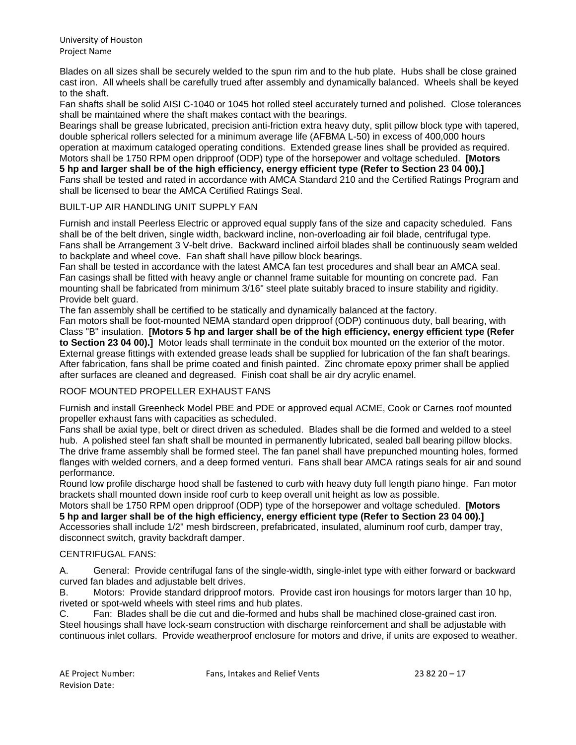Blades on all sizes shall be securely welded to the spun rim and to the hub plate. Hubs shall be close grained cast iron. All wheels shall be carefully trued after assembly and dynamically balanced. Wheels shall be keyed to the shaft.

Fan shafts shall be solid AISI C-1040 or 1045 hot rolled steel accurately turned and polished. Close tolerances shall be maintained where the shaft makes contact with the bearings.

Bearings shall be grease lubricated, precision anti-friction extra heavy duty, split pillow block type with tapered, double spherical rollers selected for a minimum average life (AFBMA L-50) in excess of 400,000 hours operation at maximum cataloged operating conditions. Extended grease lines shall be provided as required.

Motors shall be 1750 RPM open dripproof (ODP) type of the horsepower and voltage scheduled. **[Motors 5 hp and larger shall be of the high efficiency, energy efficient type (Refer to Section 23 04 00).]**

Fans shall be tested and rated in accordance with AMCA Standard 210 and the Certified Ratings Program and shall be licensed to bear the AMCA Certified Ratings Seal.

BUILT-UP AIR HANDLING UNIT SUPPLY FAN

Furnish and install Peerless Electric or approved equal supply fans of the size and capacity scheduled. Fans shall be of the belt driven, single width, backward incline, non-overloading air foil blade, centrifugal type. Fans shall be Arrangement 3 V-belt drive. Backward inclined airfoil blades shall be continuously seam welded to backplate and wheel cove. Fan shaft shall have pillow block bearings.

Fan shall be tested in accordance with the latest AMCA fan test procedures and shall bear an AMCA seal. Fan casings shall be fitted with heavy angle or channel frame suitable for mounting on concrete pad. Fan mounting shall be fabricated from minimum 3/16" steel plate suitably braced to insure stability and rigidity. Provide belt guard.

The fan assembly shall be certified to be statically and dynamically balanced at the factory.

Fan motors shall be foot-mounted NEMA standard open dripproof (ODP) continuous duty, ball bearing, with Class "B" insulation. **[Motors 5 hp and larger shall be of the high efficiency, energy efficient type (Refer to Section 23 04 00).]** Motor leads shall terminate in the conduit box mounted on the exterior of the motor. External grease fittings with extended grease leads shall be supplied for lubrication of the fan shaft bearings. After fabrication, fans shall be prime coated and finish painted. Zinc chromate epoxy primer shall be applied after surfaces are cleaned and degreased. Finish coat shall be air dry acrylic enamel.

ROOF MOUNTED PROPELLER EXHAUST FANS

Furnish and install Greenheck Model PBE and PDE or approved equal ACME, Cook or Carnes roof mounted propeller exhaust fans with capacities as scheduled.

Fans shall be axial type, belt or direct driven as scheduled. Blades shall be die formed and welded to a steel hub. A polished steel fan shaft shall be mounted in permanently lubricated, sealed ball bearing pillow blocks. The drive frame assembly shall be formed steel. The fan panel shall have prepunched mounting holes, formed flanges with welded corners, and a deep formed venturi. Fans shall bear AMCA ratings seals for air and sound performance.

Round low profile discharge hood shall be fastened to curb with heavy duty full length piano hinge. Fan motor brackets shall mounted down inside roof curb to keep overall unit height as low as possible.

Motors shall be 1750 RPM open dripproof (ODP) type of the horsepower and voltage scheduled. **[Motors 5 hp and larger shall be of the high efficiency, energy efficient type (Refer to Section 23 04 00).]**

Accessories shall include 1/2" mesh birdscreen, prefabricated, insulated, aluminum roof curb, damper tray, disconnect switch, gravity backdraft damper.

CENTRIFUGAL FANS:

A. General: Provide centrifugal fans of the single-width, single-inlet type with either forward or backward curved fan blades and adjustable belt drives.

B. Motors: Provide standard dripproof motors. Provide cast iron housings for motors larger than 10 hp, riveted or spot-weld wheels with steel rims and hub plates.

C. Fan: Blades shall be die cut and die-formed and hubs shall be machined close-grained cast iron. Steel housings shall have lock-seam construction with discharge reinforcement and shall be adjustable with continuous inlet collars. Provide weatherproof enclosure for motors and drive, if units are exposed to weather.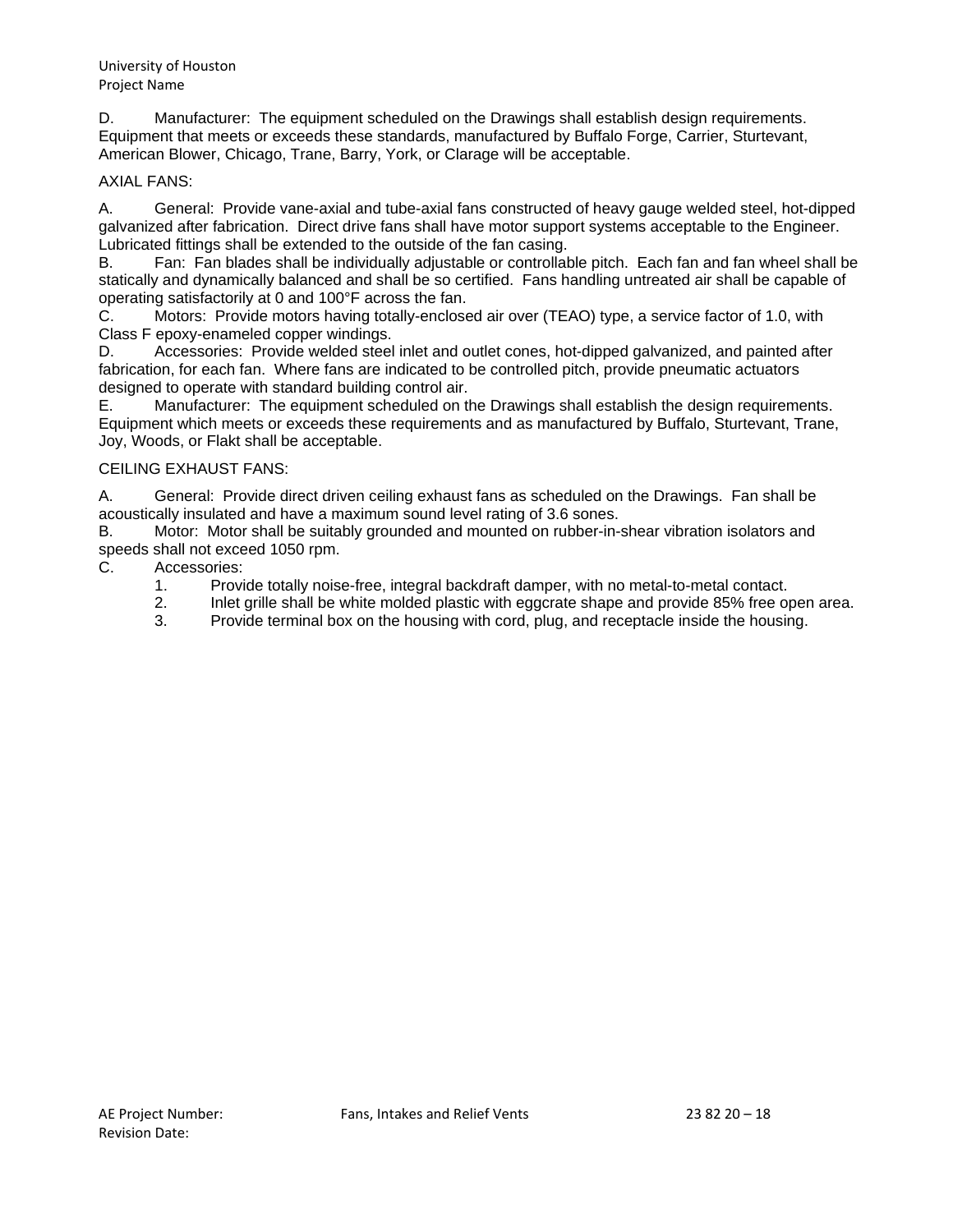D. Manufacturer: The equipment scheduled on the Drawings shall establish design requirements. Equipment that meets or exceeds these standards, manufactured by Buffalo Forge, Carrier, Sturtevant, American Blower, Chicago, Trane, Barry, York, or Clarage will be acceptable.

AXIAL FANS:

A. General: Provide vane-axial and tube-axial fans constructed of heavy gauge welded steel, hot-dipped galvanized after fabrication. Direct drive fans shall have motor support systems acceptable to the Engineer. Lubricated fittings shall be extended to the outside of the fan casing.

B. Fan: Fan blades shall be individually adjustable or controllable pitch. Each fan and fan wheel shall be statically and dynamically balanced and shall be so certified. Fans handling untreated air shall be capable of operating satisfactorily at 0 and 100°F across the fan.

C. Motors: Provide motors having totally-enclosed air over (TEAO) type, a service factor of 1.0, with Class F epoxy-enameled copper windings.

D. Accessories: Provide welded steel inlet and outlet cones, hot-dipped galvanized, and painted after fabrication, for each fan. Where fans are indicated to be controlled pitch, provide pneumatic actuators designed to operate with standard building control air.

E. Manufacturer: The equipment scheduled on the Drawings shall establish the design requirements. Equipment which meets or exceeds these requirements and as manufactured by Buffalo, Sturtevant, Trane, Joy, Woods, or Flakt shall be acceptable.

CEILING EXHAUST FANS:

A. General: Provide direct driven ceiling exhaust fans as scheduled on the Drawings. Fan shall be acoustically insulated and have a maximum sound level rating of 3.6 sones.

B. Motor: Motor shall be suitably grounded and mounted on rubber-in-shear vibration isolators and speeds shall not exceed 1050 rpm.

C. Accessories:

1. Provide totally noise-free, integral backdraft damper, with no metal-to-metal contact.
2. Inlet grille shall be white molded plastic with eggcrate shape and provide 85% free open area.
3. Provide terminal box on the housing with cord, plug, and receptacle inside the housing.